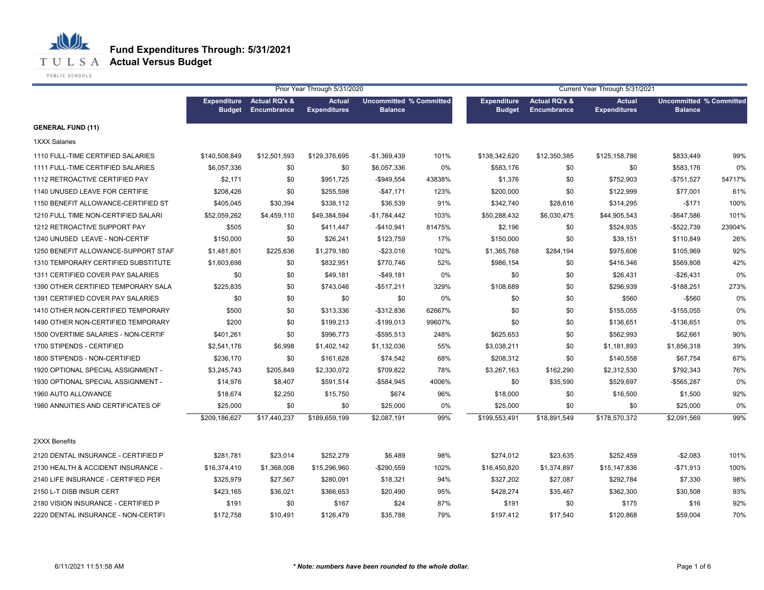# Fund Expenditures Through: 5/31/2021
## Actual Versus Budget

| | Prior Year Through 5/31/2020 | | | | | Current Year Through 5/31/2021 | | | | |
|---|---|---|---|---|---|---|---|---|---|---|
| | Expenditure Budget | Actual RQ's & Encumbrance | Actual Expenditures | Uncommitted Balance | % Committed | Expenditure Budget | Actual RQ's & Encumbrance | Actual Expenditures | Uncommitted Balance | % Committed |
| **GENERAL FUND (11)** | | | | | | | | | | |
| 1XXX Salaries | | | | | | | | | | |
| 1110 FULL-TIME CERTIFIED SALARIES | $140,508,849 | $12,501,593 | $129,376,695 | -$1,369,439 | 101% | $138,342,620 | $12,350,385 | $125,158,786 | $833,449 | 99% |
| 1111 FULL-TIME CERTIFIED SALARIES | $6,057,336 | $0 | $0 | $6,057,336 | 0% | $583,176 | $0 | $0 | $583,176 | 0% |
| 1112 RETROACTIVE CERTIFIED PAY | $2,171 | $0 | $951,725 | -$949,554 | 43838% | $1,376 | $0 | $752,903 | -$751,527 | 54717% |
| 1140 UNUSED LEAVE FOR CERTIFIE | $208,426 | $0 | $255,598 | -$47,171 | 123% | $200,000 | $0 | $122,999 | $77,001 | 61% |
| 1150 BENEFIT ALLOWANCE-CERTIFIED ST | $405,045 | $30,394 | $338,112 | $36,539 | 91% | $342,740 | $28,616 | $314,295 | -$171 | 100% |
| 1210 FULL TIME NON-CERTIFIED SALARI | $52,059,262 | $4,459,110 | $49,384,594 | -$1,784,442 | 103% | $50,288,432 | $6,030,475 | $44,905,543 | -$647,586 | 101% |
| 1212 RETROACTIVE SUPPORT PAY | $505 | $0 | $411,447 | -$410,941 | 81475% | $2,196 | $0 | $524,935 | -$522,739 | 23904% |
| 1240 UNUSED LEAVE - NON-CERTIF | $150,000 | $0 | $26,241 | $123,759 | 17% | $150,000 | $0 | $39,151 | $110,849 | 26% |
| 1250 BENEFIT ALLOWANCE-SUPPORT STAF | $1,481,801 | $225,636 | $1,279,180 | -$23,016 | 102% | $1,365,768 | $284,194 | $975,606 | $105,969 | 92% |
| 1310 TEMPORARY CERTIFIED SUBSTITUTE | $1,603,698 | $0 | $832,951 | $770,746 | 52% | $986,154 | $0 | $416,346 | $569,808 | 42% |
| 1311 CERTIFIED COVER PAY SALARIES | $0 | $0 | $49,181 | -$49,181 | 0% | $0 | $0 | $26,431 | -$26,431 | 0% |
| 1390 OTHER CERTIFIED TEMPORARY SALA | $225,835 | $0 | $743,046 | -$517,211 | 329% | $108,689 | $0 | $296,939 | -$188,251 | 273% |
| 1391 CERTIFIED COVER PAY SALARIES | $0 | $0 | $0 | $0 | 0% | $0 | $0 | $560 | -$560 | 0% |
| 1410 OTHER NON-CERTIFIED TEMPORARY | $500 | $0 | $313,336 | -$312,836 | 62667% | $0 | $0 | $155,055 | -$155,055 | 0% |
| 1490 OTHER NON-CERTIFIED TEMPORARY | $200 | $0 | $199,213 | -$199,013 | 99607% | $0 | $0 | $136,651 | -$136,651 | 0% |
| 1500 OVERTIME SALARIES - NON-CERTIF | $401,261 | $0 | $996,773 | -$595,513 | 248% | $625,653 | $0 | $562,993 | $62,661 | 90% |
| 1700 STIPENDS - CERTIFIED | $2,541,176 | $6,998 | $1,402,142 | $1,132,036 | 55% | $3,038,211 | $0 | $1,181,893 | $1,856,318 | 39% |
| 1800 STIPENDS - NON-CERTIFIED | $236,170 | $0 | $161,628 | $74,542 | 68% | $208,312 | $0 | $140,558 | $67,754 | 67% |
| 1920 OPTIONAL SPECIAL ASSIGNMENT - | $3,245,743 | $205,849 | $2,330,072 | $709,822 | 78% | $3,267,163 | $162,290 | $2,312,530 | $792,343 | 76% |
| 1930 OPTIONAL SPECIAL ASSIGNMENT - | $14,976 | $8,407 | $591,514 | -$584,945 | 4006% | $0 | $35,590 | $529,697 | -$565,287 | 0% |
| 1960 AUTO ALLOWANCE | $18,674 | $2,250 | $15,750 | $674 | 96% | $18,000 | $0 | $16,500 | $1,500 | 92% |
| 1980 ANNUITIES AND CERTIFICATES OF | $25,000 | $0 | $0 | $25,000 | 0% | $25,000 | $0 | $0 | $25,000 | 0% |
| | $209,186,627 | $17,440,237 | $189,659,199 | $2,087,191 | 99% | $199,553,491 | $18,891,549 | $178,570,372 | $2,091,569 | 99% |
| 2XXX Benefits | | | | | | | | | | |
| 2120 DENTAL INSURANCE - CERTIFIED P | $281,781 | $23,014 | $252,279 | $6,489 | 98% | $274,012 | $23,635 | $252,459 | -$2,083 | 101% |
| 2130 HEALTH & ACCIDENT INSURANCE - | $16,374,410 | $1,368,008 | $15,296,960 | -$290,559 | 102% | $16,450,820 | $1,374,897 | $15,147,836 | -$71,913 | 100% |
| 2140 LIFE INSURANCE - CERTIFIED PER | $325,979 | $27,567 | $280,091 | $18,321 | 94% | $327,202 | $27,087 | $292,784 | $7,330 | 98% |
| 2150 L-T DISB INSUR CERT | $423,165 | $36,021 | $366,653 | $20,490 | 95% | $428,274 | $35,467 | $362,300 | $30,508 | 93% |
| 2180 VISION INSURANCE - CERTIFIED P | $191 | $0 | $167 | $24 | 87% | $191 | $0 | $175 | $16 | 92% |
| 2220 DENTAL INSURANCE - NON-CERTIFI | $172,758 | $10,491 | $126,479 | $35,788 | 79% | $197,412 | $17,540 | $120,868 | $59,004 | 70% |

6/11/2021 11:51:58 AM

***Note: numbers have been rounded to the whole dollar.***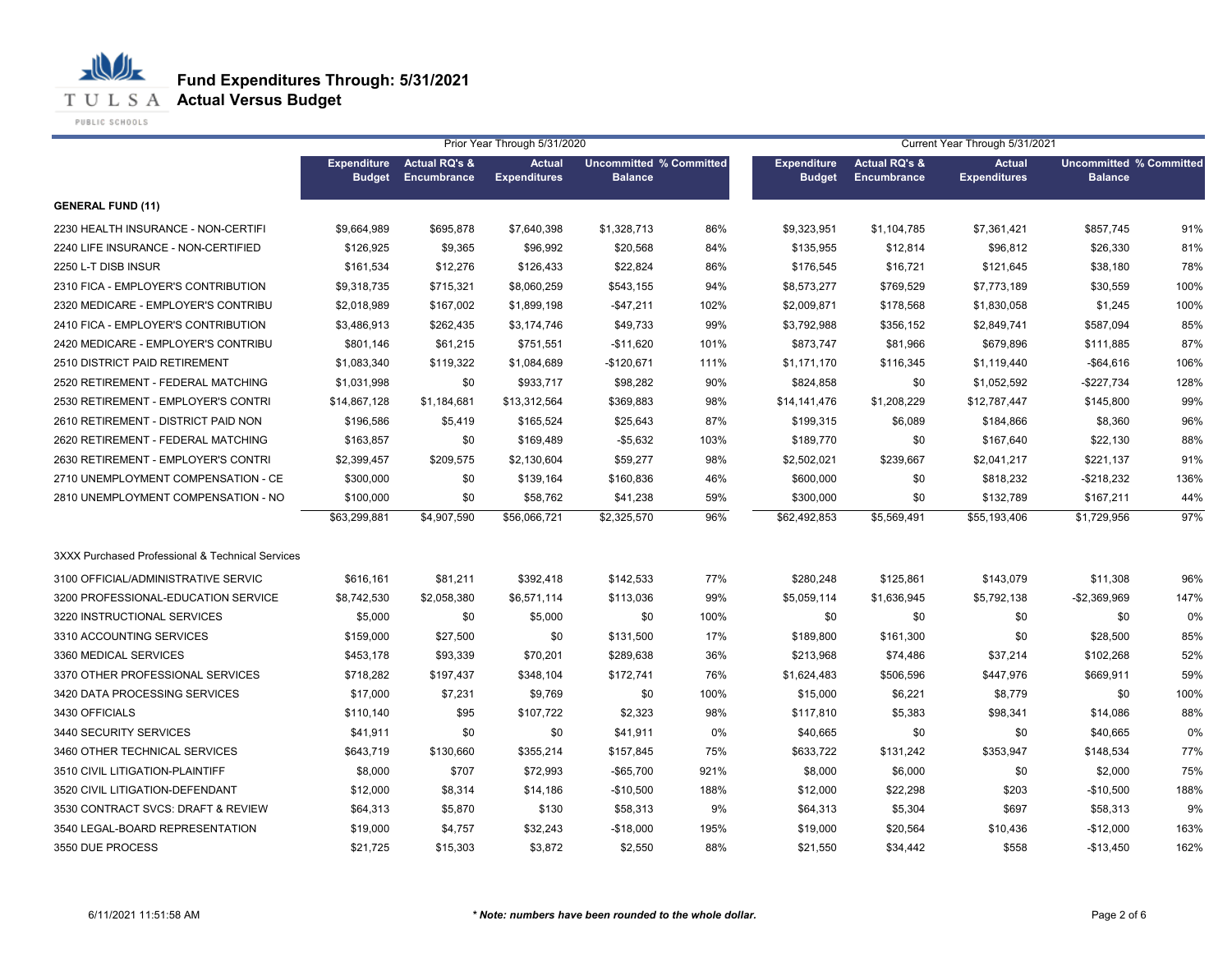# Fund Expenditures Through: 5/31/2021
## Actual Versus Budget

| | Prior Year Through 5/31/2020 | | | | | Current Year Through 5/31/2021 | | | | |
|---|---|---|---|---|---|---|---|---|---|---|
| | Expenditure Budget | Actual RQ's & Encumbrance | Actual Expenditures | Uncommitted Balance | % Committed | Expenditure Budget | Actual RQ's & Encumbrance | Actual Expenditures | Uncommitted Balance | % Committed |
| **GENERAL FUND (11)** | | | | | | | | | | |
| 2230 HEALTH INSURANCE - NON-CERTIFI | $9,664,989 | $695,878 | $7,640,398 | $1,328,713 | 86% | $9,323,951 | $1,104,785 | $7,361,421 | $857,745 | 91% |
| 2240 LIFE INSURANCE - NON-CERTIFIED | $126,925 | $9,365 | $96,992 | $20,568 | 84% | $135,955 | $12,814 | $96,812 | $26,330 | 81% |
| 2250 L-T DISB INSUR | $161,534 | $12,276 | $126,433 | $22,824 | 86% | $176,545 | $16,721 | $121,645 | $38,180 | 78% |
| 2310 FICA - EMPLOYER'S CONTRIBUTION | $9,318,735 | $715,321 | $8,060,259 | $543,155 | 94% | $8,573,277 | $769,529 | $7,773,189 | $30,559 | 100% |
| 2320 MEDICARE - EMPLOYER'S CONTRIBU | $2,018,989 | $167,002 | $1,899,198 | -$47,211 | 102% | $2,009,871 | $178,568 | $1,830,058 | $1,245 | 100% |
| 2410 FICA - EMPLOYER'S CONTRIBUTION | $3,486,913 | $262,435 | $3,174,746 | $49,733 | 99% | $3,792,988 | $356,152 | $2,849,741 | $587,094 | 85% |
| 2420 MEDICARE - EMPLOYER'S CONTRIBU | $801,146 | $61,215 | $751,551 | -$11,620 | 101% | $873,747 | $81,966 | $679,896 | $111,885 | 87% |
| 2510 DISTRICT PAID RETIREMENT | $1,083,340 | $119,322 | $1,084,689 | -$120,671 | 111% | $1,171,170 | $116,345 | $1,119,440 | -$64,616 | 106% |
| 2520 RETIREMENT - FEDERAL MATCHING | $1,031,998 | $0 | $933,717 | $98,282 | 90% | $824,858 | $0 | $1,052,592 | -$227,734 | 128% |
| 2530 RETIREMENT - EMPLOYER'S CONTRI | $14,867,128 | $1,184,681 | $13,312,564 | $369,883 | 98% | $14,141,476 | $1,208,229 | $12,787,447 | $145,800 | 99% |
| 2610 RETIREMENT - DISTRICT PAID NON | $196,586 | $5,419 | $165,524 | $25,643 | 87% | $199,315 | $6,089 | $184,866 | $8,360 | 96% |
| 2620 RETIREMENT - FEDERAL MATCHING | $163,857 | $0 | $169,489 | -$5,632 | 103% | $189,770 | $0 | $167,640 | $22,130 | 88% |
| 2630 RETIREMENT - EMPLOYER'S CONTRI | $2,399,457 | $209,575 | $2,130,604 | $59,277 | 98% | $2,502,021 | $239,667 | $2,041,217 | $221,137 | 91% |
| 2710 UNEMPLOYMENT COMPENSATION - CE | $300,000 | $0 | $139,164 | $160,836 | 46% | $600,000 | $0 | $818,232 | -$218,232 | 136% |
| 2810 UNEMPLOYMENT COMPENSATION - NO | $100,000 | $0 | $58,762 | $41,238 | 59% | $300,000 | $0 | $132,789 | $167,211 | 44% |
| | $63,299,881 | $4,907,590 | $56,066,721 | $2,325,570 | 96% | $62,492,853 | $5,569,491 | $55,193,406 | $1,729,956 | 97% |
| 3XXX Purchased Professional & Technical Services | | | | | | | | | | |
| 3100 OFFICIAL/ADMINISTRATIVE SERVIC | $616,161 | $81,211 | $392,418 | $142,533 | 77% | $280,248 | $125,861 | $143,079 | $11,308 | 96% |
| 3200 PROFESSIONAL-EDUCATION SERVICE | $8,742,530 | $2,058,380 | $6,571,114 | $113,036 | 99% | $5,059,114 | $1,636,945 | $5,792,138 | -$2,369,969 | 147% |
| 3220 INSTRUCTIONAL SERVICES | $5,000 | $0 | $5,000 | $0 | 100% | $0 | $0 | $0 | $0 | 0% |
| 3310 ACCOUNTING SERVICES | $159,000 | $27,500 | $0 | $131,500 | 17% | $189,800 | $161,300 | $0 | $28,500 | 85% |
| 3360 MEDICAL SERVICES | $453,178 | $93,339 | $70,201 | $289,638 | 36% | $213,968 | $74,486 | $37,214 | $102,268 | 52% |
| 3370 OTHER PROFESSIONAL SERVICES | $718,282 | $197,437 | $348,104 | $172,741 | 76% | $1,624,483 | $506,596 | $447,976 | $669,911 | 59% |
| 3420 DATA PROCESSING SERVICES | $17,000 | $7,231 | $9,769 | $0 | 100% | $15,000 | $6,221 | $8,779 | $0 | 100% |
| 3430 OFFICIALS | $110,140 | $95 | $107,722 | $2,323 | 98% | $117,810 | $5,383 | $98,341 | $14,086 | 88% |
| 3440 SECURITY SERVICES | $41,911 | $0 | $0 | $41,911 | 0% | $40,665 | $0 | $0 | $40,665 | 0% |
| 3460 OTHER TECHNICAL SERVICES | $643,719 | $130,660 | $355,214 | $157,845 | 75% | $633,722 | $131,242 | $353,947 | $148,534 | 77% |
| 3510 CIVIL LITIGATION-PLAINTIFF | $8,000 | $707 | $72,993 | -$65,700 | 921% | $8,000 | $6,000 | $0 | $2,000 | 75% |
| 3520 CIVIL LITIGATION-DEFENDANT | $12,000 | $8,314 | $14,186 | -$10,500 | 188% | $12,000 | $22,298 | $203 | -$10,500 | 188% |
| 3530 CONTRACT SVCS: DRAFT & REVIEW | $64,313 | $5,870 | $130 | $58,313 | 9% | $64,313 | $5,304 | $697 | $58,313 | 9% |
| 3540 LEGAL-BOARD REPRESENTATION | $19,000 | $4,757 | $32,243 | -$18,000 | 195% | $19,000 | $20,564 | $10,436 | -$12,000 | 163% |
| 3550 DUE PROCESS | $21,725 | $15,303 | $3,872 | $2,550 | 88% | $21,550 | $34,442 | $558 | -$13,450 | 162% |

6/11/2021 11:51:58 AM

*** Note: numbers have been rounded to the whole dollar.**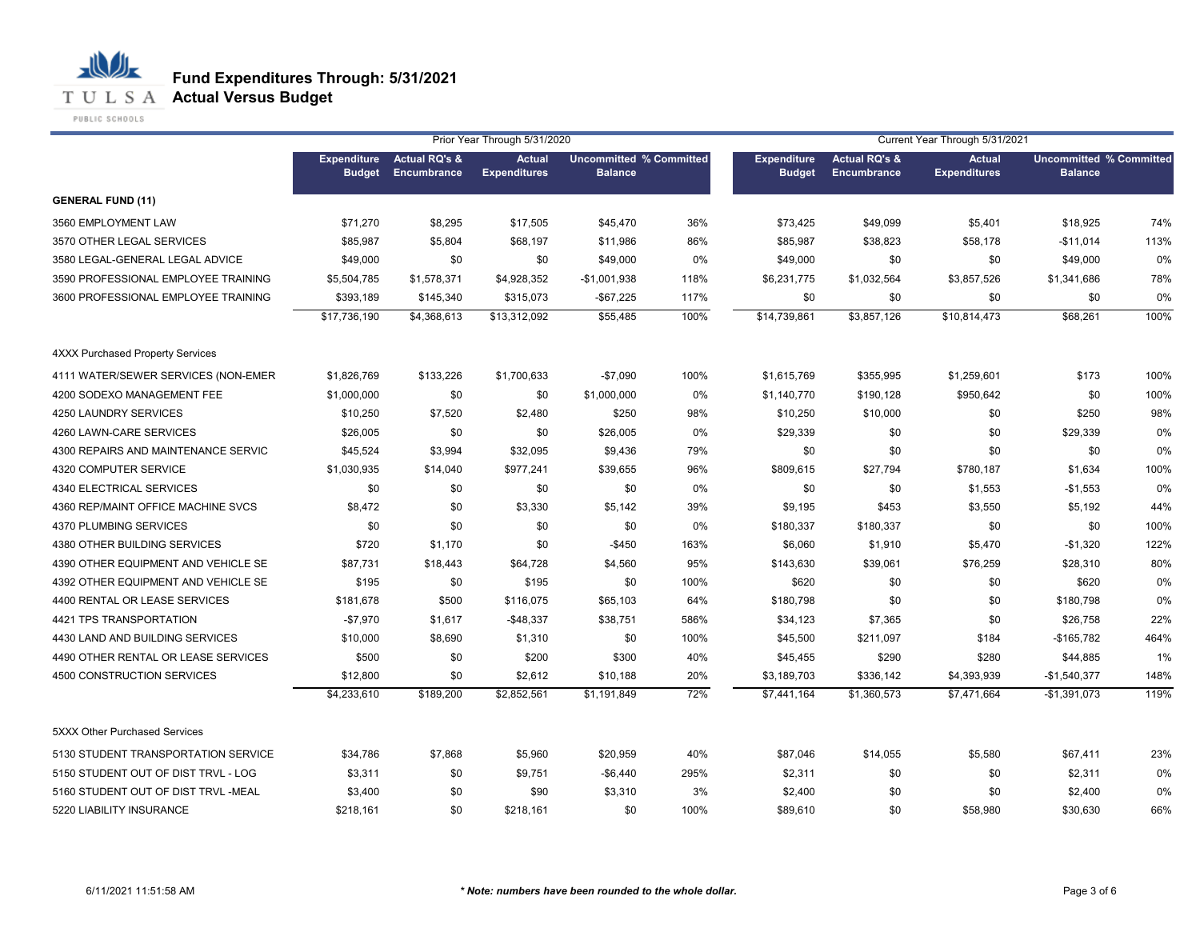# Fund Expenditures Through: 5/31/2021
## Actual Versus Budget

| | Prior Year Through 5/31/2020 | | | | | Current Year Through 5/31/2021 | | | | |
|---|---|---|---|---|---|---|---|---|---|---|
| | Expenditure Budget | Actual RQ's & Encumbrance | Actual Expenditures | Uncommitted Balance | % Committed | Expenditure Budget | Actual RQ's & Encumbrance | Actual Expenditures | Uncommitted Balance | % Committed |
| **GENERAL FUND (11)** | | | | | | | | | | |
| 3560 EMPLOYMENT LAW | $71,270 | $8,295 | $17,505 | $45,470 | 36% | $73,425 | $49,099 | $5,401 | $18,925 | 74% |
| 3570 OTHER LEGAL SERVICES | $85,987 | $5,804 | $68,197 | $11,986 | 86% | $85,987 | $38,823 | $58,178 | -$11,014 | 113% |
| 3580 LEGAL-GENERAL LEGAL ADVICE | $49,000 | $0 | $0 | $49,000 | 0% | $49,000 | $0 | $0 | $49,000 | 0% |
| 3590 PROFESSIONAL EMPLOYEE TRAINING | $5,504,785 | $1,578,371 | $4,928,352 | -$1,001,938 | 118% | $6,231,775 | $1,032,564 | $3,857,526 | $1,341,686 | 78% |
| 3600 PROFESSIONAL EMPLOYEE TRAINING | $393,189 | $145,340 | $315,073 | -$67,225 | 117% | $0 | $0 | $0 | $0 | 0% |
| | $17,736,190 | $4,368,613 | $13,312,092 | $55,485 | 100% | $14,739,861 | $3,857,126 | $10,814,473 | $68,261 | 100% |
| 4XXX Purchased Property Services | | | | | | | | | | |
| 4111 WATER/SEWER SERVICES (NON-EMER | $1,826,769 | $133,226 | $1,700,633 | -$7,090 | 100% | $1,615,769 | $355,995 | $1,259,601 | $173 | 100% |
| 4200 SODEXO MANAGEMENT FEE | $1,000,000 | $0 | $0 | $1,000,000 | 0% | $1,140,770 | $190,128 | $950,642 | $0 | 100% |
| 4250 LAUNDRY SERVICES | $10,250 | $7,520 | $2,480 | $250 | 98% | $10,250 | $10,000 | $0 | $250 | 98% |
| 4260 LAWN-CARE SERVICES | $26,005 | $0 | $0 | $26,005 | 0% | $29,339 | $0 | $0 | $29,339 | 0% |
| 4300 REPAIRS AND MAINTENANCE SERVIC | $45,524 | $3,994 | $32,095 | $9,436 | 79% | $0 | $0 | $0 | $0 | 0% |
| 4320 COMPUTER SERVICE | $1,030,935 | $14,040 | $977,241 | $39,655 | 96% | $809,615 | $27,794 | $780,187 | $1,634 | 100% |
| 4340 ELECTRICAL SERVICES | $0 | $0 | $0 | $0 | 0% | $0 | $0 | $1,553 | -$1,553 | 0% |
| 4360 REP/MAINT OFFICE MACHINE SVCS | $8,472 | $0 | $3,330 | $5,142 | 39% | $9,195 | $453 | $3,550 | $5,192 | 44% |
| 4370 PLUMBING SERVICES | $0 | $0 | $0 | $0 | 0% | $180,337 | $180,337 | $0 | $0 | 100% |
| 4380 OTHER BUILDING SERVICES | $720 | $1,170 | $0 | -$450 | 163% | $6,060 | $1,910 | $5,470 | -$1,320 | 122% |
| 4390 OTHER EQUIPMENT AND VEHICLE SE | $87,731 | $18,443 | $64,728 | $4,560 | 95% | $143,630 | $39,061 | $76,259 | $28,310 | 80% |
| 4392 OTHER EQUIPMENT AND VEHICLE SE | $195 | $0 | $195 | $0 | 100% | $620 | $0 | $0 | $620 | 0% |
| 4400 RENTAL OR LEASE SERVICES | $181,678 | $500 | $116,075 | $65,103 | 64% | $180,798 | $0 | $0 | $180,798 | 0% |
| 4421 TPS TRANSPORTATION | -$7,970 | $1,617 | -$48,337 | $38,751 | 586% | $34,123 | $7,365 | $0 | $26,758 | 22% |
| 4430 LAND AND BUILDING SERVICES | $10,000 | $8,690 | $1,310 | $0 | 100% | $45,500 | $211,097 | $184 | -$165,782 | 464% |
| 4490 OTHER RENTAL OR LEASE SERVICES | $500 | $0 | $200 | $300 | 40% | $45,455 | $290 | $280 | $44,885 | 1% |
| 4500 CONSTRUCTION SERVICES | $12,800 | $0 | $2,612 | $10,188 | 20% | $3,189,703 | $336,142 | $4,393,939 | -$1,540,377 | 148% |
| | $4,233,610 | $189,200 | $2,852,561 | $1,191,849 | 72% | $7,441,164 | $1,360,573 | $7,471,664 | -$1,391,073 | 119% |
| 5XXX Other Purchased Services | | | | | | | | | | |
| 5130 STUDENT TRANSPORTATION SERVICE | $34,786 | $7,868 | $5,960 | $20,959 | 40% | $87,046 | $14,055 | $5,580 | $67,411 | 23% |
| 5150 STUDENT OUT OF DIST TRVL - LOG | $3,311 | $0 | $9,751 | -$6,440 | 295% | $2,311 | $0 | $0 | $2,311 | 0% |
| 5160 STUDENT OUT OF DIST TRVL -MEAL | $3,400 | $0 | $90 | $3,310 | 3% | $2,400 | $0 | $0 | $2,400 | 0% |
| 5220 LIABILITY INSURANCE | $218,161 | $0 | $218,161 | $0 | 100% | $89,610 | $0 | $58,980 | $30,630 | 66% |

6/11/2021 11:51:58 AM

*** Note: numbers have been rounded to the whole dollar.***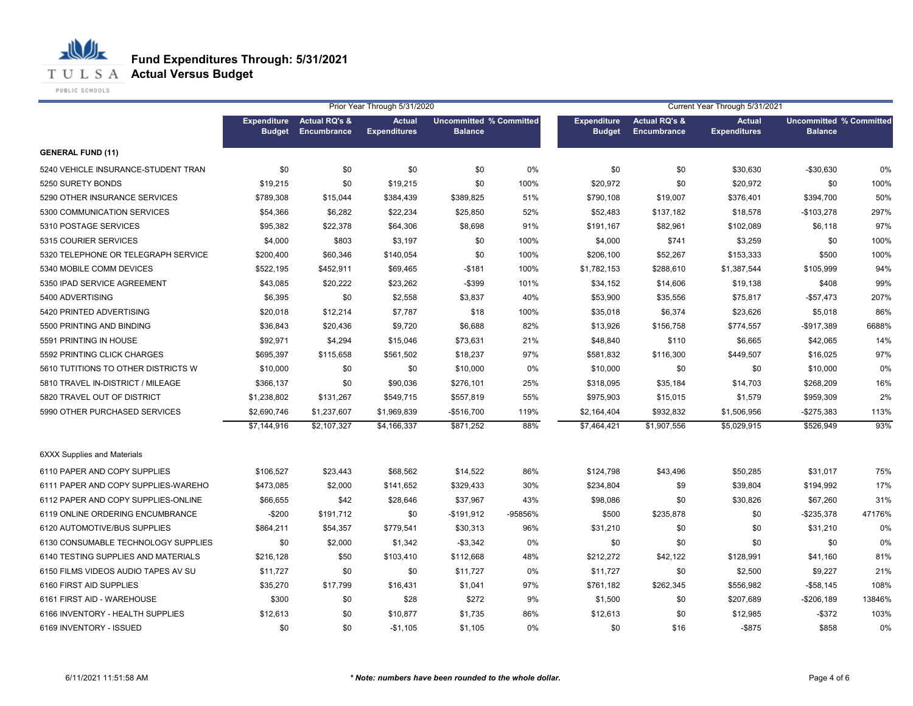# Fund Expenditures Through: 5/31/2021

## Actual Versus Budget

| | Prior Year Through 5/31/2020 | | | | | Current Year Through 5/31/2021 | | | | |
|---|---|---|---|---|---|---|---|---|---|---|
| | Expenditure Budget | Actual RQ's & Encumbrance | Actual Expenditures | Uncommitted Balance | % Committed | Expenditure Budget | Actual RQ's & Encumbrance | Actual Expenditures | Uncommitted Balance | % Committed |
| **GENERAL FUND (11)** | | | | | | | | | | |
| 5240 VEHICLE INSURANCE-STUDENT TRAN | $0 | $0 | $0 | $0 | 0% | $0 | $0 | $30,630 | -$30,630 | 0% |
| 5250 SURETY BONDS | $19,215 | $0 | $19,215 | $0 | 100% | $20,972 | $0 | $20,972 | $0 | 100% |
| 5290 OTHER INSURANCE SERVICES | $789,308 | $15,044 | $384,439 | $389,825 | 51% | $790,108 | $19,007 | $376,401 | $394,700 | 50% |
| 5300 COMMUNICATION SERVICES | $54,366 | $6,282 | $22,234 | $25,850 | 52% | $52,483 | $137,182 | $18,578 | -$103,278 | 297% |
| 5310 POSTAGE SERVICES | $95,382 | $22,378 | $64,306 | $8,698 | 91% | $191,167 | $82,961 | $102,089 | $6,118 | 97% |
| 5315 COURIER SERVICES | $4,000 | $803 | $3,197 | $0 | 100% | $4,000 | $741 | $3,259 | $0 | 100% |
| 5320 TELEPHONE OR TELEGRAPH SERVICE | $200,400 | $60,346 | $140,054 | $0 | 100% | $206,100 | $52,267 | $153,333 | $500 | 100% |
| 5340 MOBILE COMM DEVICES | $522,195 | $452,911 | $69,465 | -$181 | 100% | $1,782,153 | $288,610 | $1,387,544 | $105,999 | 94% |
| 5350 IPAD SERVICE AGREEMENT | $43,085 | $20,222 | $23,262 | -$399 | 101% | $34,152 | $14,606 | $19,138 | $408 | 99% |
| 5400 ADVERTISING | $6,395 | $0 | $2,558 | $3,837 | 40% | $53,900 | $35,556 | $75,817 | -$57,473 | 207% |
| 5420 PRINTED ADVERTISING | $20,018 | $12,214 | $7,787 | $18 | 100% | $35,018 | $6,374 | $23,626 | $5,018 | 86% |
| 5500 PRINTING AND BINDING | $36,843 | $20,436 | $9,720 | $6,688 | 82% | $13,926 | $156,758 | $774,557 | -$917,389 | 6688% |
| 5591 PRINTING IN HOUSE | $92,971 | $4,294 | $15,046 | $73,631 | 21% | $48,840 | $110 | $6,665 | $42,065 | 14% |
| 5592 PRINTING CLICK CHARGES | $695,397 | $115,658 | $561,502 | $18,237 | 97% | $581,832 | $116,300 | $449,507 | $16,025 | 97% |
| 5610 TUTITIONS TO OTHER DISTRICTS W | $10,000 | $0 | $0 | $10,000 | 0% | $10,000 | $0 | $0 | $10,000 | 0% |
| 5810 TRAVEL IN-DISTRICT / MILEAGE | $366,137 | $0 | $90,036 | $276,101 | 25% | $318,095 | $35,184 | $14,703 | $268,209 | 16% |
| 5820 TRAVEL OUT OF DISTRICT | $1,238,802 | $131,267 | $549,715 | $557,819 | 55% | $975,903 | $15,015 | $1,579 | $959,309 | 2% |
| 5990 OTHER PURCHASED SERVICES | $2,690,746 | $1,237,607 | $1,969,839 | -$516,700 | 119% | $2,164,404 | $932,832 | $1,506,956 | -$275,383 | 113% |
| | $7,144,916 | $2,107,327 | $4,166,337 | $871,252 | 88% | $7,464,421 | $1,907,556 | $5,029,915 | $526,949 | 93% |
| 6XXX Supplies and Materials | | | | | | | | | | |
| 6110 PAPER AND COPY SUPPLIES | $106,527 | $23,443 | $68,562 | $14,522 | 86% | $124,798 | $43,496 | $50,285 | $31,017 | 75% |
| 6111 PAPER AND COPY SUPPLIES-WAREHO | $473,085 | $2,000 | $141,652 | $329,433 | 30% | $234,804 | $9 | $39,804 | $194,992 | 17% |
| 6112 PAPER AND COPY SUPPLIES-ONLINE | $66,655 | $42 | $28,646 | $37,967 | 43% | $98,086 | $0 | $30,826 | $67,260 | 31% |
| 6119 ONLINE ORDERING ENCUMBRANCE | -$200 | $191,712 | $0 | -$191,912 | -95856% | $500 | $235,878 | $0 | -$235,378 | 47176% |
| 6120 AUTOMOTIVE/BUS SUPPLIES | $864,211 | $54,357 | $779,541 | $30,313 | 96% | $31,210 | $0 | $0 | $31,210 | 0% |
| 6130 CONSUMABLE TECHNOLOGY SUPPLIES | $0 | $2,000 | $1,342 | -$3,342 | 0% | $0 | $0 | $0 | $0 | 0% |
| 6140 TESTING SUPPLIES AND MATERIALS | $216,128 | $50 | $103,410 | $112,668 | 48% | $212,272 | $42,122 | $128,991 | $41,160 | 81% |
| 6150 FILMS VIDEOS AUDIO TAPES AV SU | $11,727 | $0 | $0 | $11,727 | 0% | $11,727 | $0 | $2,500 | $9,227 | 21% |
| 6160 FIRST AID SUPPLIES | $35,270 | $17,799 | $16,431 | $1,041 | 97% | $761,182 | $262,345 | $556,982 | -$58,145 | 108% |
| 6161 FIRST AID - WAREHOUSE | $300 | $0 | $28 | $272 | 9% | $1,500 | $0 | $207,689 | -$206,189 | 13846% |
| 6166 INVENTORY - HEALTH SUPPLIES | $12,613 | $0 | $10,877 | $1,735 | 86% | $12,613 | $0 | $12,985 | -$372 | 103% |
| 6169 INVENTORY - ISSUED | $0 | $0 | -$1,105 | $1,105 | 0% | $0 | $16 | -$875 | $858 | 0% |

6/11/2021 11:51:58 AM

*** Note: numbers have been rounded to the whole dollar.**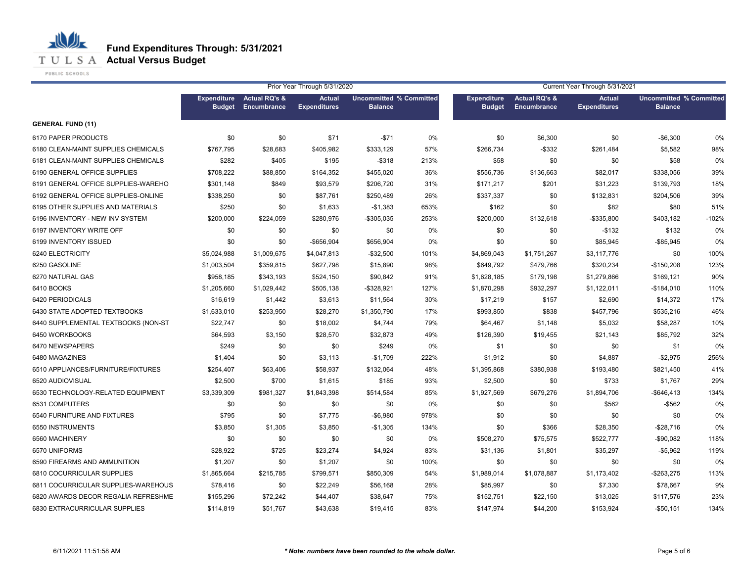# Fund Expenditures Through: 5/31/2021

## Actual Versus Budget

| | Prior Year Through 5/31/2020 | | | | | Current Year Through 5/31/2021 | | | | |
|---|---|---|---|---|---|---|---|---|---|---|
| | Expenditure Budget | Actual RQ's & Encumbrance | Actual Expenditures | Uncommitted Balance | % Committed | Expenditure Budget | Actual RQ's & Encumbrance | Actual Expenditures | Uncommitted Balance | % Committed |
| **GENERAL FUND (11)** | | | | | | | | | | |
| 6170 PAPER PRODUCTS | $0 | $0 | $71 | -$71 | 0% | $0 | $6,300 | $0 | -$6,300 | 0% |
| 6180 CLEAN-MAINT SUPPLIES CHEMICALS | $767,795 | $28,683 | $405,982 | $333,129 | 57% | $266,734 | -$332 | $261,484 | $5,582 | 98% |
| 6181 CLEAN-MAINT SUPPLIES CHEMICALS | $282 | $405 | $195 | -$318 | 213% | $58 | $0 | $0 | $58 | 0% |
| 6190 GENERAL OFFICE SUPPLIES | $708,222 | $88,850 | $164,352 | $455,020 | 36% | $556,736 | $136,663 | $82,017 | $338,056 | 39% |
| 6191 GENERAL OFFICE SUPPLIES-WAREHO | $301,148 | $849 | $93,579 | $206,720 | 31% | $171,217 | $201 | $31,223 | $139,793 | 18% |
| 6192 GENERAL OFFICE SUPPLIES-ONLINE | $338,250 | $0 | $87,761 | $250,489 | 26% | $337,337 | $0 | $132,831 | $204,506 | 39% |
| 6195 OTHER SUPPLIES AND MATERIALS | $250 | $0 | $1,633 | -$1,383 | 653% | $162 | $0 | $82 | $80 | 51% |
| 6196 INVENTORY - NEW INV SYSTEM | $200,000 | $224,059 | $280,976 | -$305,035 | 253% | $200,000 | $132,618 | -$335,800 | $403,182 | -102% |
| 6197 INVENTORY WRITE OFF | $0 | $0 | $0 | $0 | 0% | $0 | $0 | -$132 | $132 | 0% |
| 6199 INVENTORY ISSUED | $0 | $0 | -$656,904 | $656,904 | 0% | $0 | $0 | $85,945 | -$85,945 | 0% |
| 6240 ELECTRICITY | $5,024,988 | $1,009,675 | $4,047,813 | -$32,500 | 101% | $4,869,043 | $1,751,267 | $3,117,776 | $0 | 100% |
| 6250 GASOLINE | $1,003,504 | $359,815 | $627,798 | $15,890 | 98% | $649,792 | $479,766 | $320,234 | -$150,208 | 123% |
| 6270 NATURAL GAS | $958,185 | $343,193 | $524,150 | $90,842 | 91% | $1,628,185 | $179,198 | $1,279,866 | $169,121 | 90% |
| 6410 BOOKS | $1,205,660 | $1,029,442 | $505,138 | -$328,921 | 127% | $1,870,298 | $932,297 | $1,122,011 | -$184,010 | 110% |
| 6420 PERIODICALS | $16,619 | $1,442 | $3,613 | $11,564 | 30% | $17,219 | $157 | $2,690 | $14,372 | 17% |
| 6430 STATE ADOPTED TEXTBOOKS | $1,633,010 | $253,950 | $28,270 | $1,350,790 | 17% | $993,850 | $838 | $457,796 | $535,216 | 46% |
| 6440 SUPPLEMENTAL TEXTBOOKS (NON-ST | $22,747 | $0 | $18,002 | $4,744 | 79% | $64,467 | $1,148 | $5,032 | $58,287 | 10% |
| 6450 WORKBOOKS | $64,593 | $3,150 | $28,570 | $32,873 | 49% | $126,390 | $19,455 | $21,143 | $85,792 | 32% |
| 6470 NEWSPAPERS | $249 | $0 | $0 | $249 | 0% | $1 | $0 | $0 | $1 | 0% |
| 6480 MAGAZINES | $1,404 | $0 | $3,113 | -$1,709 | 222% | $1,912 | $0 | $4,887 | -$2,975 | 256% |
| 6510 APPLIANCES/FURNITURE/FIXTURES | $254,407 | $63,406 | $58,937 | $132,064 | 48% | $1,395,868 | $380,938 | $193,480 | $821,450 | 41% |
| 6520 AUDIOVISUAL | $2,500 | $700 | $1,615 | $185 | 93% | $2,500 | $0 | $733 | $1,767 | 29% |
| 6530 TECHNOLOGY-RELATED EQUIPMENT | $3,339,309 | $981,327 | $1,843,398 | $514,584 | 85% | $1,927,569 | $679,276 | $1,894,706 | -$646,413 | 134% |
| 6531 COMPUTERS | $0 | $0 | $0 | $0 | 0% | $0 | $0 | $562 | -$562 | 0% |
| 6540 FURNITURE AND FIXTURES | $795 | $0 | $7,775 | -$6,980 | 978% | $0 | $0 | $0 | $0 | 0% |
| 6550 INSTRUMENTS | $3,850 | $1,305 | $3,850 | -$1,305 | 134% | $0 | $366 | $28,350 | -$28,716 | 0% |
| 6560 MACHINERY | $0 | $0 | $0 | $0 | 0% | $508,270 | $75,575 | $522,777 | -$90,082 | 118% |
| 6570 UNIFORMS | $28,922 | $725 | $23,274 | $4,924 | 83% | $31,136 | $1,801 | $35,297 | -$5,962 | 119% |
| 6590 FIREARMS AND AMMUNITION | $1,207 | $0 | $1,207 | $0 | 100% | $0 | $0 | $0 | $0 | 0% |
| 6810 COCURRICULAR SUPPLIES | $1,865,664 | $215,785 | $799,571 | $850,309 | 54% | $1,989,014 | $1,078,887 | $1,173,402 | -$263,275 | 113% |
| 6811 COCURRICULAR SUPPLIES-WAREHOUS | $78,416 | $0 | $22,249 | $56,168 | 28% | $85,997 | $0 | $7,330 | $78,667 | 9% |
| 6820 AWARDS DECOR REGALIA REFRESHME | $155,296 | $72,242 | $44,407 | $38,647 | 75% | $152,751 | $22,150 | $13,025 | $117,576 | 23% |
| 6830 EXTRACURRICULAR SUPPLIES | $114,819 | $51,767 | $43,638 | $19,415 | 83% | $147,974 | $44,200 | $153,924 | -$50,151 | 134% |

6/11/2021 11:51:58 AM

*** Note: numbers have been rounded to the whole dollar.***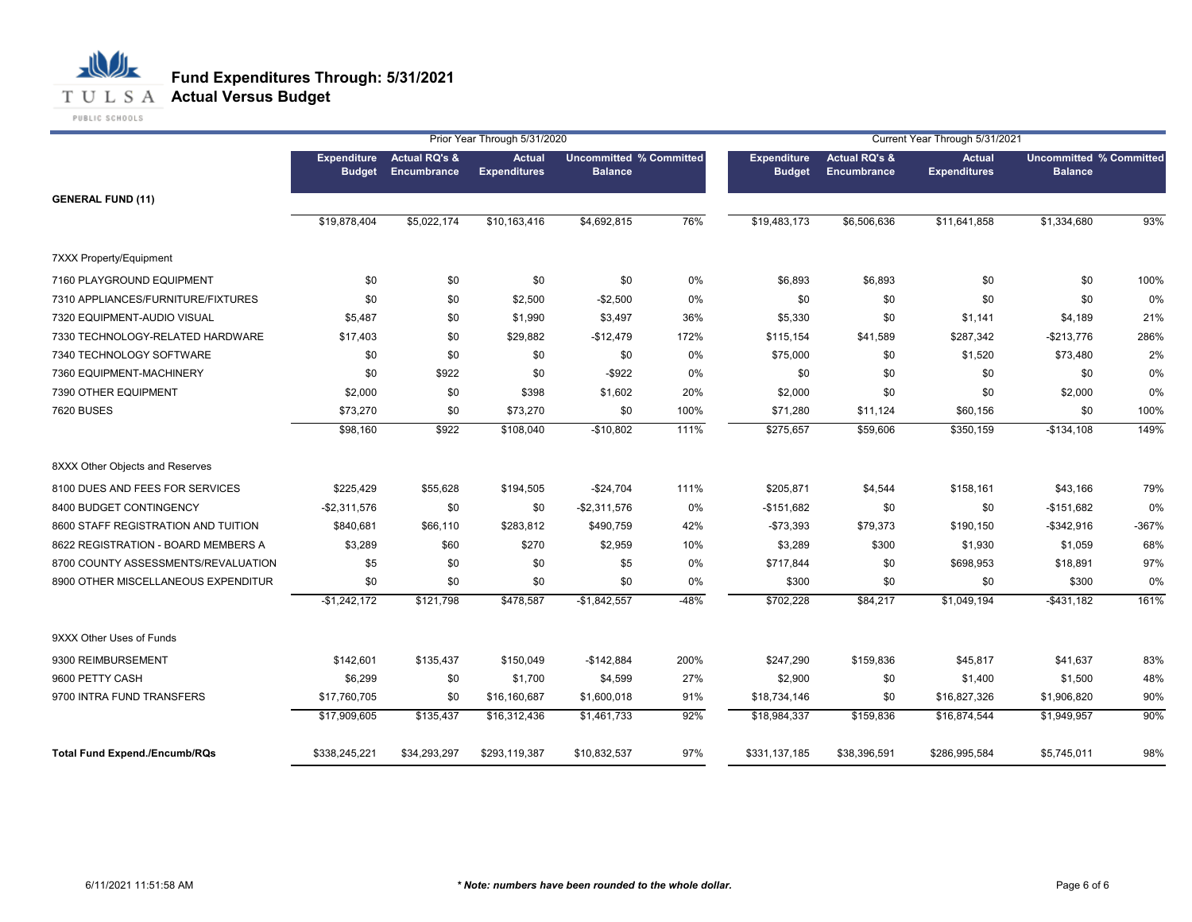# Fund Expenditures Through: 5/31/2021

## Actual Versus Budget

| | Prior Year Through 5/31/2020 | | | | | Current Year Through 5/31/2021 | | | | |
|---|---|---|---|---|---|---|---|---|---|---|
| | Expenditure Budget | Actual RQ's & Encumbrance | Actual Expenditures | Uncommitted Balance | % Committed | Expenditure Budget | Actual RQ's & Encumbrance | Actual Expenditures | Uncommitted Balance | % Committed |
| **GENERAL FUND (11)** | | | | | | | | | | |
| | $19,878,404 | $5,022,174 | $10,163,416 | $4,692,815 | 76% | $19,483,173 | $6,506,636 | $11,641,858 | $1,334,680 | 93% |
| 7XXX Property/Equipment | | | | | | | | | | |
| 7160 PLAYGROUND EQUIPMENT | $0 | $0 | $0 | $0 | 0% | $6,893 | $6,893 | $0 | $0 | 100% |
| 7310 APPLIANCES/FURNITURE/FIXTURES | $0 | $0 | $2,500 | -$2,500 | 0% | $0 | $0 | $0 | $0 | 0% |
| 7320 EQUIPMENT-AUDIO VISUAL | $5,487 | $0 | $1,990 | $3,497 | 36% | $5,330 | $0 | $1,141 | $4,189 | 21% |
| 7330 TECHNOLOGY-RELATED HARDWARE | $17,403 | $0 | $29,882 | -$12,479 | 172% | $115,154 | $41,589 | $287,342 | -$213,776 | 286% |
| 7340 TECHNOLOGY SOFTWARE | $0 | $0 | $0 | $0 | 0% | $75,000 | $0 | $1,520 | $73,480 | 2% |
| 7360 EQUIPMENT-MACHINERY | $0 | $922 | $0 | -$922 | 0% | $0 | $0 | $0 | $0 | 0% |
| 7390 OTHER EQUIPMENT | $2,000 | $0 | $398 | $1,602 | 20% | $2,000 | $0 | $0 | $2,000 | 0% |
| 7620 BUSES | $73,270 | $0 | $73,270 | $0 | 100% | $71,280 | $11,124 | $60,156 | $0 | 100% |
| | $98,160 | $922 | $108,040 | -$10,802 | 111% | $275,657 | $59,606 | $350,159 | -$134,108 | 149% |
| 8XXX Other Objects and Reserves | | | | | | | | | | |
| 8100 DUES AND FEES FOR SERVICES | $225,429 | $55,628 | $194,505 | -$24,704 | 111% | $205,871 | $4,544 | $158,161 | $43,166 | 79% |
| 8400 BUDGET CONTINGENCY | -$2,311,576 | $0 | $0 | -$2,311,576 | 0% | -$151,682 | $0 | $0 | -$151,682 | 0% |
| 8600 STAFF REGISTRATION AND TUITION | $840,681 | $66,110 | $283,812 | $490,759 | 42% | -$73,393 | $79,373 | $190,150 | -$342,916 | -367% |
| 8622 REGISTRATION - BOARD MEMBERS A | $3,289 | $60 | $270 | $2,959 | 10% | $3,289 | $300 | $1,930 | $1,059 | 68% |
| 8700 COUNTY ASSESSMENTS/REVALUATION | $5 | $0 | $0 | $5 | 0% | $717,844 | $0 | $698,953 | $18,891 | 97% |
| 8900 OTHER MISCELLANEOUS EXPENDITUR | $0 | $0 | $0 | $0 | 0% | $300 | $0 | $0 | $300 | 0% |
| | -$1,242,172 | $121,798 | $478,587 | -$1,842,557 | -48% | $702,228 | $84,217 | $1,049,194 | -$431,182 | 161% |
| 9XXX Other Uses of Funds | | | | | | | | | | |
| 9300 REIMBURSEMENT | $142,601 | $135,437 | $150,049 | -$142,884 | 200% | $247,290 | $159,836 | $45,817 | $41,637 | 83% |
| 9600 PETTY CASH | $6,299 | $0 | $1,700 | $4,599 | 27% | $2,900 | $0 | $1,400 | $1,500 | 48% |
| 9700 INTRA FUND TRANSFERS | $17,760,705 | $0 | $16,160,687 | $1,600,018 | 91% | $18,734,146 | $0 | $16,827,326 | $1,906,820 | 90% |
| | $17,909,605 | $135,437 | $16,312,436 | $1,461,733 | 92% | $18,984,337 | $159,836 | $16,874,544 | $1,949,957 | 90% |
| **Total Fund Expend./Encumb/RQs** | $338,245,221 | $34,293,297 | $293,119,387 | $10,832,537 | 97% | $331,137,185 | $38,396,591 | $286,995,584 | $5,745,011 | 98% |

6/11/2021 11:51:58 AM

*** Note: numbers have been rounded to the whole dollar.**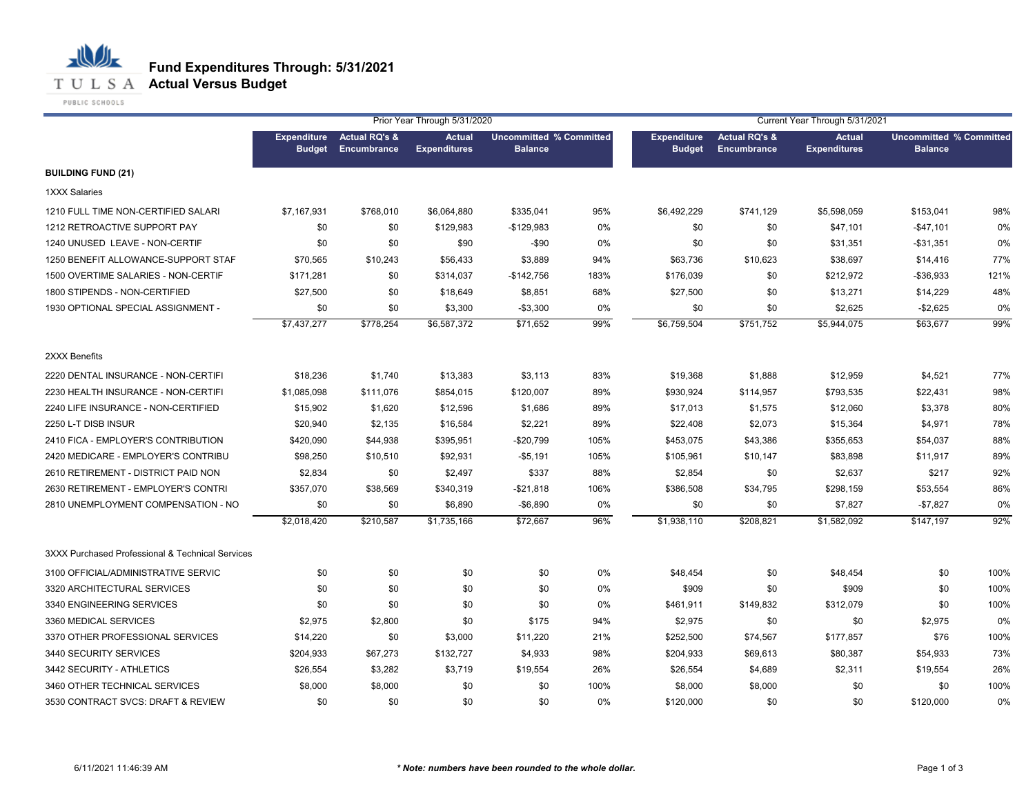# Fund Expenditures Through: 5/31/2021
## Actual Versus Budget

| | Prior Year Through 5/31/2020 | | | | | Current Year Through 5/31/2021 | | | | |
|---|---|---|---|---|---|---|---|---|---|---|
| | Expenditure Budget | Actual RQ's & Encumbrance | Actual Expenditures | Uncommitted Balance | % Committed | Expenditure Budget | Actual RQ's & Encumbrance | Actual Expenditures | Uncommitted Balance | % Committed |
| **BUILDING FUND (21)** | | | | | | | | | | |
| 1XXX Salaries | | | | | | | | | | |
| 1210 FULL TIME NON-CERTIFIED SALARI | $7,167,931 | $768,010 | $6,064,880 | $335,041 | 95% | $6,492,229 | $741,129 | $5,598,059 | $153,041 | 98% |
| 1212 RETROACTIVE SUPPORT PAY | $0 | $0 | $129,983 | -$129,983 | 0% | $0 | $0 | $47,101 | -$47,101 | 0% |
| 1240 UNUSED LEAVE - NON-CERTIF | $0 | $0 | $90 | -$90 | 0% | $0 | $0 | $31,351 | -$31,351 | 0% |
| 1250 BENEFIT ALLOWANCE-SUPPORT STAF | $70,565 | $10,243 | $56,433 | $3,889 | 94% | $63,736 | $10,623 | $38,697 | $14,416 | 77% |
| 1500 OVERTIME SALARIES - NON-CERTIF | $171,281 | $0 | $314,037 | -$142,756 | 183% | $176,039 | $0 | $212,972 | -$36,933 | 121% |
| 1800 STIPENDS - NON-CERTIFIED | $27,500 | $0 | $18,649 | $8,851 | 68% | $27,500 | $0 | $13,271 | $14,229 | 48% |
| 1930 OPTIONAL SPECIAL ASSIGNMENT - | $0 | $0 | $3,300 | -$3,300 | 0% | $0 | $0 | $2,625 | -$2,625 | 0% |
| | $7,437,277 | $778,254 | $6,587,372 | $71,652 | 99% | $6,759,504 | $751,752 | $5,944,075 | $63,677 | 99% |
| 2XXX Benefits | | | | | | | | | | |
| 2220 DENTAL INSURANCE - NON-CERTIFI | $18,236 | $1,740 | $13,383 | $3,113 | 83% | $19,368 | $1,888 | $12,959 | $4,521 | 77% |
| 2230 HEALTH INSURANCE - NON-CERTIFI | $1,085,098 | $111,076 | $854,015 | $120,007 | 89% | $930,924 | $114,957 | $793,535 | $22,431 | 98% |
| 2240 LIFE INSURANCE - NON-CERTIFIED | $15,902 | $1,620 | $12,596 | $1,686 | 89% | $17,013 | $1,575 | $12,060 | $3,378 | 80% |
| 2250 L-T DISB INSUR | $20,940 | $2,135 | $16,584 | $2,221 | 89% | $22,408 | $2,073 | $15,364 | $4,971 | 78% |
| 2410 FICA - EMPLOYER'S CONTRIBUTION | $420,090 | $44,938 | $395,951 | -$20,799 | 105% | $453,075 | $43,386 | $355,653 | $54,037 | 88% |
| 2420 MEDICARE - EMPLOYER'S CONTRIBU | $98,250 | $10,510 | $92,931 | -$5,191 | 105% | $105,961 | $10,147 | $83,898 | $11,917 | 89% |
| 2610 RETIREMENT - DISTRICT PAID NON | $2,834 | $0 | $2,497 | $337 | 88% | $2,854 | $0 | $2,637 | $217 | 92% |
| 2630 RETIREMENT - EMPLOYER'S CONTRI | $357,070 | $38,569 | $340,319 | -$21,818 | 106% | $386,508 | $34,795 | $298,159 | $53,554 | 86% |
| 2810 UNEMPLOYMENT COMPENSATION - NO | $0 | $0 | $6,890 | -$6,890 | 0% | $0 | $0 | $7,827 | -$7,827 | 0% |
| | $2,018,420 | $210,587 | $1,735,166 | $72,667 | 96% | $1,938,110 | $208,821 | $1,582,092 | $147,197 | 92% |
| 3XXX Purchased Professional & Technical Services | | | | | | | | | | |
| 3100 OFFICIAL/ADMINISTRATIVE SERVIC | $0 | $0 | $0 | $0 | 0% | $48,454 | $0 | $48,454 | $0 | 100% |
| 3320 ARCHITECTURAL SERVICES | $0 | $0 | $0 | $0 | 0% | $909 | $0 | $909 | $0 | 100% |
| 3340 ENGINEERING SERVICES | $0 | $0 | $0 | $0 | 0% | $461,911 | $149,832 | $312,079 | $0 | 100% |
| 3360 MEDICAL SERVICES | $2,975 | $2,800 | $0 | $175 | 94% | $2,975 | $0 | $0 | $2,975 | 0% |
| 3370 OTHER PROFESSIONAL SERVICES | $14,220 | $0 | $3,000 | $11,220 | 21% | $252,500 | $74,567 | $177,857 | $76 | 100% |
| 3440 SECURITY SERVICES | $204,933 | $67,273 | $132,727 | $4,933 | 98% | $204,933 | $69,613 | $80,387 | $54,933 | 73% |
| 3442 SECURITY - ATHLETICS | $26,554 | $3,282 | $3,719 | $19,554 | 26% | $26,554 | $4,689 | $2,311 | $19,554 | 26% |
| 3460 OTHER TECHNICAL SERVICES | $8,000 | $8,000 | $0 | $0 | 100% | $8,000 | $8,000 | $0 | $0 | 100% |
| 3530 CONTRACT SVCS: DRAFT & REVIEW | $0 | $0 | $0 | $0 | 0% | $120,000 | $0 | $0 | $120,000 | 0% |

6/11/2021 11:46:39 AM

*** Note: numbers have been rounded to the whole dollar.**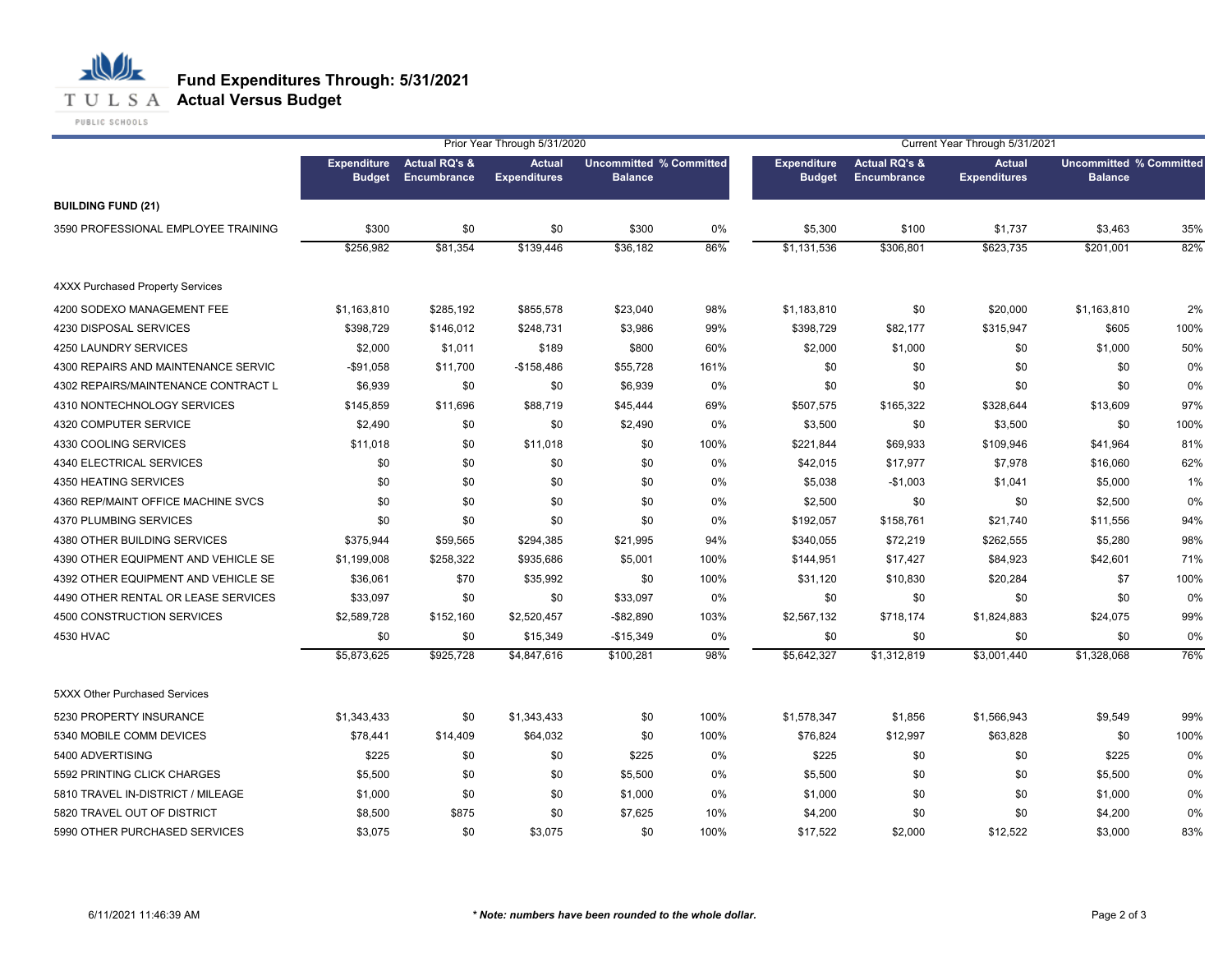# Fund Expenditures Through: 5/31/2021
## Actual Versus Budget

| | Prior Year Through 5/31/2020 | | | | | Current Year Through 5/31/2021 | | | | |
|---|---|---|---|---|---|---|---|---|---|---|
| | Expenditure Budget | Actual RQ's & Encumbrance | Actual Expenditures | Uncommitted Balance | % Committed | Expenditure Budget | Actual RQ's & Encumbrance | Actual Expenditures | Uncommitted Balance | % Committed |
| **BUILDING FUND (21)** | | | | | | | | | | |
| 3590 PROFESSIONAL EMPLOYEE TRAINING | $300 | $0 | $0 | $300 | 0% | $5,300 | $100 | $1,737 | $3,463 | 35% |
| | $256,982 | $81,354 | $139,446 | $36,182 | 86% | $1,131,536 | $306,801 | $623,735 | $201,001 | 82% |
| 4XXX Purchased Property Services | | | | | | | | | | |
| 4200 SODEXO MANAGEMENT FEE | $1,163,810 | $285,192 | $855,578 | $23,040 | 98% | $1,183,810 | $0 | $20,000 | $1,163,810 | 2% |
| 4230 DISPOSAL SERVICES | $398,729 | $146,012 | $248,731 | $3,986 | 99% | $398,729 | $82,177 | $315,947 | $605 | 100% |
| 4250 LAUNDRY SERVICES | $2,000 | $1,011 | $189 | $800 | 60% | $2,000 | $1,000 | $0 | $1,000 | 50% |
| 4300 REPAIRS AND MAINTENANCE SERVIC | -$91,058 | $11,700 | -$158,486 | $55,728 | 161% | $0 | $0 | $0 | $0 | 0% |
| 4302 REPAIRS/MAINTENANCE CONTRACT L | $6,939 | $0 | $0 | $6,939 | 0% | $0 | $0 | $0 | $0 | 0% |
| 4310 NONTECHNOLOGY SERVICES | $145,859 | $11,696 | $88,719 | $45,444 | 69% | $507,575 | $165,322 | $328,644 | $13,609 | 97% |
| 4320 COMPUTER SERVICE | $2,490 | $0 | $0 | $2,490 | 0% | $3,500 | $0 | $3,500 | $0 | 100% |
| 4330 COOLING SERVICES | $11,018 | $0 | $11,018 | $0 | 100% | $221,844 | $69,933 | $109,946 | $41,964 | 81% |
| 4340 ELECTRICAL SERVICES | $0 | $0 | $0 | $0 | 0% | $42,015 | $17,977 | $7,978 | $16,060 | 62% |
| 4350 HEATING SERVICES | $0 | $0 | $0 | $0 | 0% | $5,038 | -$1,003 | $1,041 | $5,000 | 1% |
| 4360 REP/MAINT OFFICE MACHINE SVCS | $0 | $0 | $0 | $0 | 0% | $2,500 | $0 | $0 | $2,500 | 0% |
| 4370 PLUMBING SERVICES | $0 | $0 | $0 | $0 | 0% | $192,057 | $158,761 | $21,740 | $11,556 | 94% |
| 4380 OTHER BUILDING SERVICES | $375,944 | $59,565 | $294,385 | $21,995 | 94% | $340,055 | $72,219 | $262,555 | $5,280 | 98% |
| 4390 OTHER EQUIPMENT AND VEHICLE SE | $1,199,008 | $258,322 | $935,686 | $5,001 | 100% | $144,951 | $17,427 | $84,923 | $42,601 | 71% |
| 4392 OTHER EQUIPMENT AND VEHICLE SE | $36,061 | $70 | $35,992 | $0 | 100% | $31,120 | $10,830 | $20,284 | $7 | 100% |
| 4490 OTHER RENTAL OR LEASE SERVICES | $33,097 | $0 | $0 | $33,097 | 0% | $0 | $0 | $0 | $0 | 0% |
| 4500 CONSTRUCTION SERVICES | $2,589,728 | $152,160 | $2,520,457 | -$82,890 | 103% | $2,567,132 | $718,174 | $1,824,883 | $24,075 | 99% |
| 4530 HVAC | $0 | $0 | $15,349 | -$15,349 | 0% | $0 | $0 | $0 | $0 | 0% |
| | $5,873,625 | $925,728 | $4,847,616 | $100,281 | 98% | $5,642,327 | $1,312,819 | $3,001,440 | $1,328,068 | 76% |
| 5XXX Other Purchased Services | | | | | | | | | | |
| 5230 PROPERTY INSURANCE | $1,343,433 | $0 | $1,343,433 | $0 | 100% | $1,578,347 | $1,856 | $1,566,943 | $9,549 | 99% |
| 5340 MOBILE COMM DEVICES | $78,441 | $14,409 | $64,032 | $0 | 100% | $76,824 | $12,997 | $63,828 | $0 | 100% |
| 5400 ADVERTISING | $225 | $0 | $0 | $225 | 0% | $225 | $0 | $0 | $225 | 0% |
| 5592 PRINTING CLICK CHARGES | $5,500 | $0 | $0 | $5,500 | 0% | $5,500 | $0 | $0 | $5,500 | 0% |
| 5810 TRAVEL IN-DISTRICT / MILEAGE | $1,000 | $0 | $0 | $1,000 | 0% | $1,000 | $0 | $0 | $1,000 | 0% |
| 5820 TRAVEL OUT OF DISTRICT | $8,500 | $875 | $0 | $7,625 | 10% | $4,200 | $0 | $0 | $4,200 | 0% |
| 5990 OTHER PURCHASED SERVICES | $3,075 | $0 | $3,075 | $0 | 100% | $17,522 | $2,000 | $12,522 | $3,000 | 83% |

6/11/2021 11:46:39 AM

*** Note: numbers have been rounded to the whole dollar.**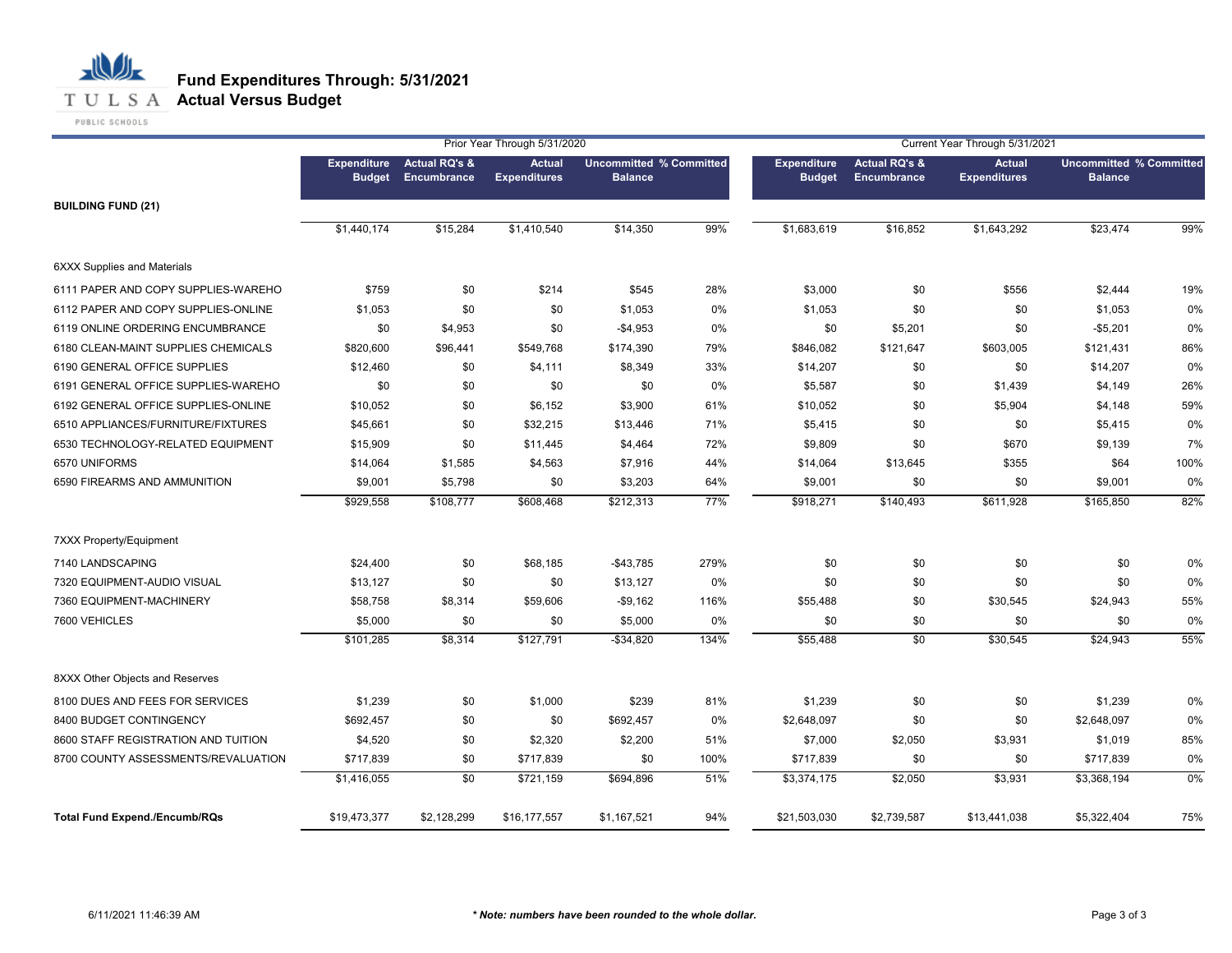# Fund Expenditures Through: 5/31/2021
## Actual Versus Budget

| | Prior Year Through 5/31/2020 | | | | | Current Year Through 5/31/2021 | | | | |
|---|---|---|---|---|---|---|---|---|---|---|
| | Expenditure Budget | Actual RQ's & Encumbrance | Actual Expenditures | Uncommitted Balance | % Committed | Expenditure Budget | Actual RQ's & Encumbrance | Actual Expenditures | Uncommitted Balance | % Committed |
| **BUILDING FUND (21)** | | | | | | | | | | |
| | $1,440,174 | $15,284 | $1,410,540 | $14,350 | 99% | $1,683,619 | $16,852 | $1,643,292 | $23,474 | 99% |
| 6XXX Supplies and Materials | | | | | | | | | | |
| 6111 PAPER AND COPY SUPPLIES-WAREHO | $759 | $0 | $214 | $545 | 28% | $3,000 | $0 | $556 | $2,444 | 19% |
| 6112 PAPER AND COPY SUPPLIES-ONLINE | $1,053 | $0 | $0 | $1,053 | 0% | $1,053 | $0 | $0 | $1,053 | 0% |
| 6119 ONLINE ORDERING ENCUMBRANCE | $0 | $4,953 | $0 | -$4,953 | 0% | $0 | $5,201 | $0 | -$5,201 | 0% |
| 6180 CLEAN-MAINT SUPPLIES CHEMICALS | $820,600 | $96,441 | $549,768 | $174,390 | 79% | $846,082 | $121,647 | $603,005 | $121,431 | 86% |
| 6190 GENERAL OFFICE SUPPLIES | $12,460 | $0 | $4,111 | $8,349 | 33% | $14,207 | $0 | $0 | $14,207 | 0% |
| 6191 GENERAL OFFICE SUPPLIES-WAREHO | $0 | $0 | $0 | $0 | 0% | $5,587 | $0 | $1,439 | $4,149 | 26% |
| 6192 GENERAL OFFICE SUPPLIES-ONLINE | $10,052 | $0 | $6,152 | $3,900 | 61% | $10,052 | $0 | $5,904 | $4,148 | 59% |
| 6510 APPLIANCES/FURNITURE/FIXTURES | $45,661 | $0 | $32,215 | $13,446 | 71% | $5,415 | $0 | $0 | $5,415 | 0% |
| 6530 TECHNOLOGY-RELATED EQUIPMENT | $15,909 | $0 | $11,445 | $4,464 | 72% | $9,809 | $0 | $670 | $9,139 | 7% |
| 6570 UNIFORMS | $14,064 | $1,585 | $4,563 | $7,916 | 44% | $14,064 | $13,645 | $355 | $64 | 100% |
| 6590 FIREARMS AND AMMUNITION | $9,001 | $5,798 | $0 | $3,203 | 64% | $9,001 | $0 | $0 | $9,001 | 0% |
| | $929,558 | $108,777 | $608,468 | $212,313 | 77% | $918,271 | $140,493 | $611,928 | $165,850 | 82% |
| 7XXX Property/Equipment | | | | | | | | | | |
| 7140 LANDSCAPING | $24,400 | $0 | $68,185 | -$43,785 | 279% | $0 | $0 | $0 | $0 | 0% |
| 7320 EQUIPMENT-AUDIO VISUAL | $13,127 | $0 | $0 | $13,127 | 0% | $0 | $0 | $0 | $0 | 0% |
| 7360 EQUIPMENT-MACHINERY | $58,758 | $8,314 | $59,606 | -$9,162 | 116% | $55,488 | $0 | $30,545 | $24,943 | 55% |
| 7600 VEHICLES | $5,000 | $0 | $0 | $5,000 | 0% | $0 | $0 | $0 | $0 | 0% |
| | $101,285 | $8,314 | $127,791 | -$34,820 | 134% | $55,488 | $0 | $30,545 | $24,943 | 55% |
| 8XXX Other Objects and Reserves | | | | | | | | | | |
| 8100 DUES AND FEES FOR SERVICES | $1,239 | $0 | $1,000 | $239 | 81% | $1,239 | $0 | $0 | $1,239 | 0% |
| 8400 BUDGET CONTINGENCY | $692,457 | $0 | $0 | $692,457 | 0% | $2,648,097 | $0 | $0 | $2,648,097 | 0% |
| 8600 STAFF REGISTRATION AND TUITION | $4,520 | $0 | $2,320 | $2,200 | 51% | $7,000 | $2,050 | $3,931 | $1,019 | 85% |
| 8700 COUNTY ASSESSMENTS/REVALUATION | $717,839 | $0 | $717,839 | $0 | 100% | $717,839 | $0 | $0 | $717,839 | 0% |
| | $1,416,055 | $0 | $721,159 | $694,896 | 51% | $3,374,175 | $2,050 | $3,931 | $3,368,194 | 0% |
| **Total Fund Expend./Encumb/RQs** | $19,473,377 | $2,128,299 | $16,177,557 | $1,167,521 | 94% | $21,503,030 | $2,739,587 | $13,441,038 | $5,322,404 | 75% |

6/11/2021 11:46:39 AM

***\* Note: numbers have been rounded to the whole dollar.***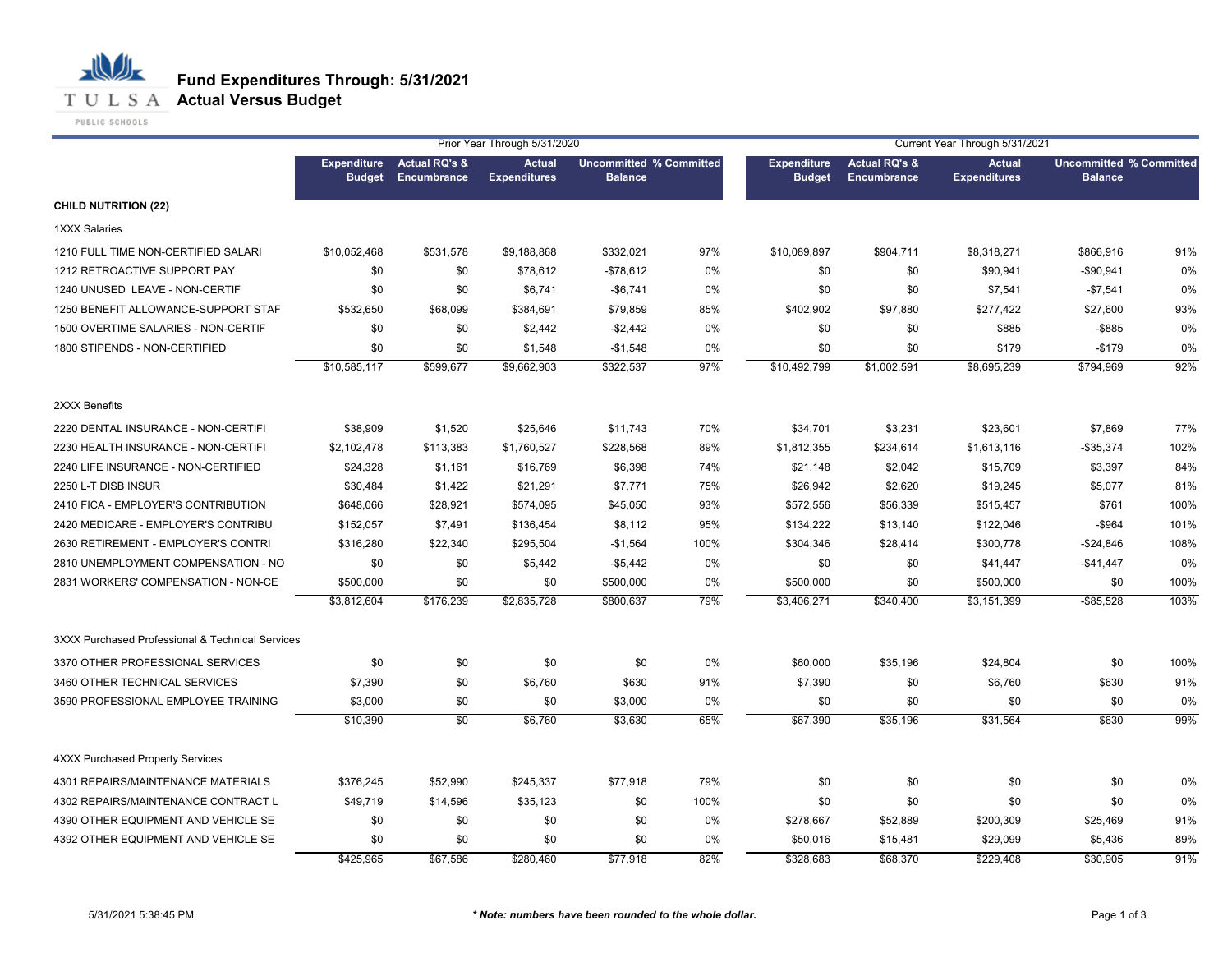# Fund Expenditures Through: 5/31/2021
## Actual Versus Budget

| | Prior Year Through 5/31/2020 | | | | | Current Year Through 5/31/2021 | | | | |
|---|---|---|---|---|---|---|---|---|---|---|
| | Expenditure Budget | Actual RQ's & Encumbrance | Actual Expenditures | Uncommitted Balance | % Committed | Expenditure Budget | Actual RQ's & Encumbrance | Actual Expenditures | Uncommitted Balance | % Committed |
| **CHILD NUTRITION (22)** | | | | | | | | | | |
| 1XXX Salaries | | | | | | | | | | |
| 1210 FULL TIME NON-CERTIFIED SALARI | $10,052,468 | $531,578 | $9,188,868 | $332,021 | 97% | $10,089,897 | $904,711 | $8,318,271 | $866,916 | 91% |
| 1212 RETROACTIVE SUPPORT PAY | $0 | $0 | $78,612 | -$78,612 | 0% | $0 | $0 | $90,941 | -$90,941 | 0% |
| 1240 UNUSED LEAVE - NON-CERTIF | $0 | $0 | $6,741 | -$6,741 | 0% | $0 | $0 | $7,541 | -$7,541 | 0% |
| 1250 BENEFIT ALLOWANCE-SUPPORT STAF | $532,650 | $68,099 | $384,691 | $79,859 | 85% | $402,902 | $97,880 | $277,422 | $27,600 | 93% |
| 1500 OVERTIME SALARIES - NON-CERTIF | $0 | $0 | $2,442 | -$2,442 | 0% | $0 | $0 | $885 | -$885 | 0% |
| 1800 STIPENDS - NON-CERTIFIED | $0 | $0 | $1,548 | -$1,548 | 0% | $0 | $0 | $179 | -$179 | 0% |
| | $10,585,117 | $599,677 | $9,662,903 | $322,537 | 97% | $10,492,799 | $1,002,591 | $8,695,239 | $794,969 | 92% |
| 2XXX Benefits | | | | | | | | | | |
| 2220 DENTAL INSURANCE - NON-CERTIFI | $38,909 | $1,520 | $25,646 | $11,743 | 70% | $34,701 | $3,231 | $23,601 | $7,869 | 77% |
| 2230 HEALTH INSURANCE - NON-CERTIFI | $2,102,478 | $113,383 | $1,760,527 | $228,568 | 89% | $1,812,355 | $234,614 | $1,613,116 | -$35,374 | 102% |
| 2240 LIFE INSURANCE - NON-CERTIFIED | $24,328 | $1,161 | $16,769 | $6,398 | 74% | $21,148 | $2,042 | $15,709 | $3,397 | 84% |
| 2250 L-T DISB INSUR | $30,484 | $1,422 | $21,291 | $7,771 | 75% | $26,942 | $2,620 | $19,245 | $5,077 | 81% |
| 2410 FICA - EMPLOYER'S CONTRIBUTION | $648,066 | $28,921 | $574,095 | $45,050 | 93% | $572,556 | $56,339 | $515,457 | $761 | 100% |
| 2420 MEDICARE - EMPLOYER'S CONTRIBU | $152,057 | $7,491 | $136,454 | $8,112 | 95% | $134,222 | $13,140 | $122,046 | -$964 | 101% |
| 2630 RETIREMENT - EMPLOYER'S CONTRI | $316,280 | $22,340 | $295,504 | -$1,564 | 100% | $304,346 | $28,414 | $300,778 | -$24,846 | 108% |
| 2810 UNEMPLOYMENT COMPENSATION - NO | $0 | $0 | $5,442 | -$5,442 | 0% | $0 | $0 | $41,447 | -$41,447 | 0% |
| 2831 WORKERS' COMPENSATION - NON-CE | $500,000 | $0 | $0 | $500,000 | 0% | $500,000 | $0 | $500,000 | $0 | 100% |
| | $3,812,604 | $176,239 | $2,835,728 | $800,637 | 79% | $3,406,271 | $340,400 | $3,151,399 | -$85,528 | 103% |
| 3XXX Purchased Professional & Technical Services | | | | | | | | | | |
| 3370 OTHER PROFESSIONAL SERVICES | $0 | $0 | $0 | $0 | 0% | $60,000 | $35,196 | $24,804 | $0 | 100% |
| 3460 OTHER TECHNICAL SERVICES | $7,390 | $0 | $6,760 | $630 | 91% | $7,390 | $0 | $6,760 | $630 | 91% |
| 3590 PROFESSIONAL EMPLOYEE TRAINING | $3,000 | $0 | $0 | $3,000 | 0% | $0 | $0 | $0 | $0 | 0% |
| | $10,390 | $0 | $6,760 | $3,630 | 65% | $67,390 | $35,196 | $31,564 | $630 | 99% |
| 4XXX Purchased Property Services | | | | | | | | | | |
| 4301 REPAIRS/MAINTENANCE MATERIALS | $376,245 | $52,990 | $245,337 | $77,918 | 79% | $0 | $0 | $0 | $0 | 0% |
| 4302 REPAIRS/MAINTENANCE CONTRACT L | $49,719 | $14,596 | $35,123 | $0 | 100% | $0 | $0 | $0 | $0 | 0% |
| 4390 OTHER EQUIPMENT AND VEHICLE SE | $0 | $0 | $0 | $0 | 0% | $278,667 | $52,889 | $200,309 | $25,469 | 91% |
| 4392 OTHER EQUIPMENT AND VEHICLE SE | $0 | $0 | $0 | $0 | 0% | $50,016 | $15,481 | $29,099 | $5,436 | 89% |
| | $425,965 | $67,586 | $280,460 | $77,918 | 82% | $328,683 | $68,370 | $229,408 | $30,905 | 91% |

5/31/2021 5:38:45 PM

***Note: numbers have been rounded to the whole dollar.**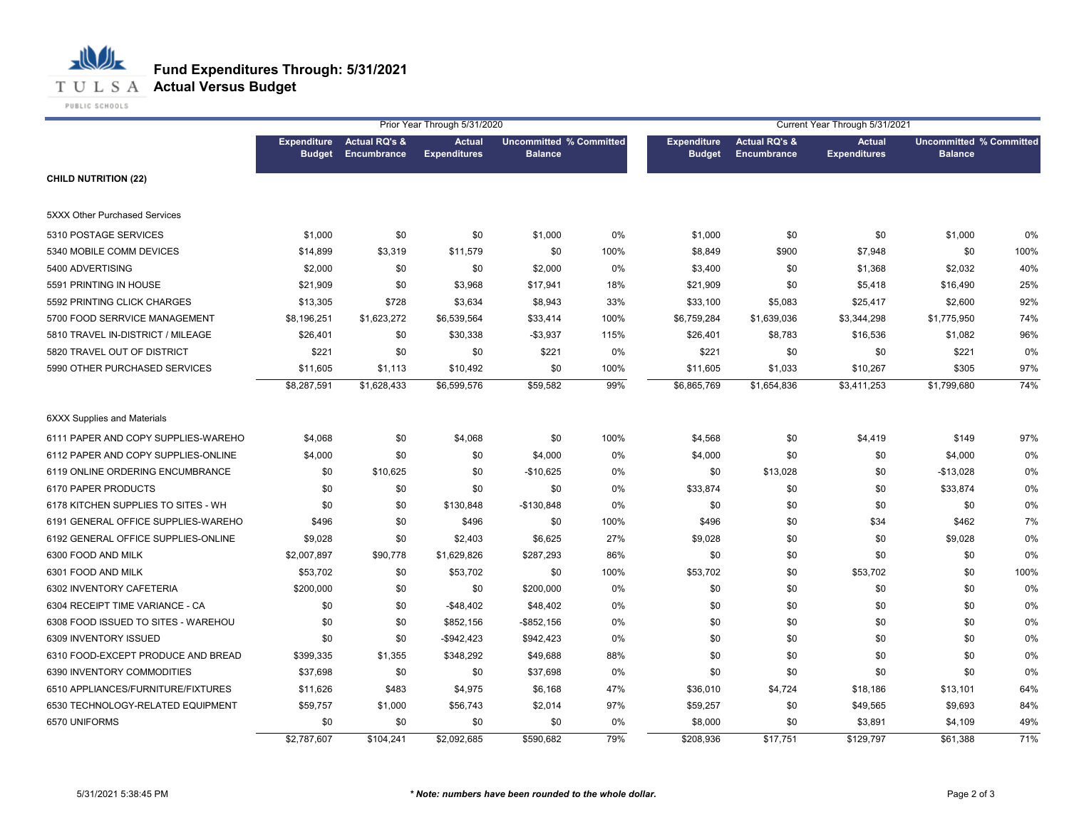# Fund Expenditures Through: 5/31/2021
## Actual Versus Budget

| | Prior Year Through 5/31/2020 | | | | | Current Year Through 5/31/2021 | | | | |
|---|---|---|---|---|---|---|---|---|---|---|
| | Expenditure Budget | Actual RQ's & Encumbrance | Actual Expenditures | Uncommitted Balance | % Committed | Expenditure Budget | Actual RQ's & Encumbrance | Actual Expenditures | Uncommitted Balance | % Committed |
| **CHILD NUTRITION (22)** | | | | | | | | | | |
| 5XXX Other Purchased Services | | | | | | | | | | |
| 5310 POSTAGE SERVICES | $1,000 | $0 | $0 | $1,000 | 0% | $1,000 | $0 | $0 | $1,000 | 0% |
| 5340 MOBILE COMM DEVICES | $14,899 | $3,319 | $11,579 | $0 | 100% | $8,849 | $900 | $7,948 | $0 | 100% |
| 5400 ADVERTISING | $2,000 | $0 | $0 | $2,000 | 0% | $3,400 | $0 | $1,368 | $2,032 | 40% |
| 5591 PRINTING IN HOUSE | $21,909 | $0 | $3,968 | $17,941 | 18% | $21,909 | $0 | $5,418 | $16,490 | 25% |
| 5592 PRINTING CLICK CHARGES | $13,305 | $728 | $3,634 | $8,943 | 33% | $33,100 | $5,083 | $25,417 | $2,600 | 92% |
| 5700 FOOD SERRVICE MANAGEMENT | $8,196,251 | $1,623,272 | $6,539,564 | $33,414 | 100% | $6,759,284 | $1,639,036 | $3,344,298 | $1,775,950 | 74% |
| 5810 TRAVEL IN-DISTRICT / MILEAGE | $26,401 | $0 | $30,338 | -$3,937 | 115% | $26,401 | $8,783 | $16,536 | $1,082 | 96% |
| 5820 TRAVEL OUT OF DISTRICT | $221 | $0 | $0 | $221 | 0% | $221 | $0 | $0 | $221 | 0% |
| 5990 OTHER PURCHASED SERVICES | $11,605 | $1,113 | $10,492 | $0 | 100% | $11,605 | $1,033 | $10,267 | $305 | 97% |
| | $8,287,591 | $1,628,433 | $6,599,576 | $59,582 | 99% | $6,865,769 | $1,654,836 | $3,411,253 | $1,799,680 | 74% |
| 6XXX Supplies and Materials | | | | | | | | | | |
| 6111 PAPER AND COPY SUPPLIES-WAREHO | $4,068 | $0 | $4,068 | $0 | 100% | $4,568 | $0 | $4,419 | $149 | 97% |
| 6112 PAPER AND COPY SUPPLIES-ONLINE | $4,000 | $0 | $0 | $4,000 | 0% | $4,000 | $0 | $0 | $4,000 | 0% |
| 6119 ONLINE ORDERING ENCUMBRANCE | $0 | $10,625 | $0 | -$10,625 | 0% | $0 | $13,028 | $0 | -$13,028 | 0% |
| 6170 PAPER PRODUCTS | $0 | $0 | $0 | $0 | 0% | $33,874 | $0 | $0 | $33,874 | 0% |
| 6178 KITCHEN SUPPLIES TO SITES - WH | $0 | $0 | $130,848 | -$130,848 | 0% | $0 | $0 | $0 | $0 | 0% |
| 6191 GENERAL OFFICE SUPPLIES-WAREHO | $496 | $0 | $496 | $0 | 100% | $496 | $0 | $34 | $462 | 7% |
| 6192 GENERAL OFFICE SUPPLIES-ONLINE | $9,028 | $0 | $2,403 | $6,625 | 27% | $9,028 | $0 | $0 | $9,028 | 0% |
| 6300 FOOD AND MILK | $2,007,897 | $90,778 | $1,629,826 | $287,293 | 86% | $0 | $0 | $0 | $0 | 0% |
| 6301 FOOD AND MILK | $53,702 | $0 | $53,702 | $0 | 100% | $53,702 | $0 | $53,702 | $0 | 100% |
| 6302 INVENTORY CAFETERIA | $200,000 | $0 | $0 | $200,000 | 0% | $0 | $0 | $0 | $0 | 0% |
| 6304 RECEIPT TIME VARIANCE - CA | $0 | $0 | -$48,402 | $48,402 | 0% | $0 | $0 | $0 | $0 | 0% |
| 6308 FOOD ISSUED TO SITES - WAREHOU | $0 | $0 | $852,156 | -$852,156 | 0% | $0 | $0 | $0 | $0 | 0% |
| 6309 INVENTORY ISSUED | $0 | $0 | -$942,423 | $942,423 | 0% | $0 | $0 | $0 | $0 | 0% |
| 6310 FOOD-EXCEPT PRODUCE AND BREAD | $399,335 | $1,355 | $348,292 | $49,688 | 88% | $0 | $0 | $0 | $0 | 0% |
| 6390 INVENTORY COMMODITIES | $37,698 | $0 | $0 | $37,698 | 0% | $0 | $0 | $0 | $0 | 0% |
| 6510 APPLIANCES/FURNITURE/FIXTURES | $11,626 | $483 | $4,975 | $6,168 | 47% | $36,010 | $4,724 | $18,186 | $13,101 | 64% |
| 6530 TECHNOLOGY-RELATED EQUIPMENT | $59,757 | $1,000 | $56,743 | $2,014 | 97% | $59,257 | $0 | $49,565 | $9,693 | 84% |
| 6570 UNIFORMS | $0 | $0 | $0 | $0 | 0% | $8,000 | $0 | $3,891 | $4,109 | 49% |
| | $2,787,607 | $104,241 | $2,092,685 | $590,682 | 79% | $208,936 | $17,751 | $129,797 | $61,388 | 71% |

5/31/2021 5:38:45 PM

*** Note: numbers have been rounded to the whole dollar.**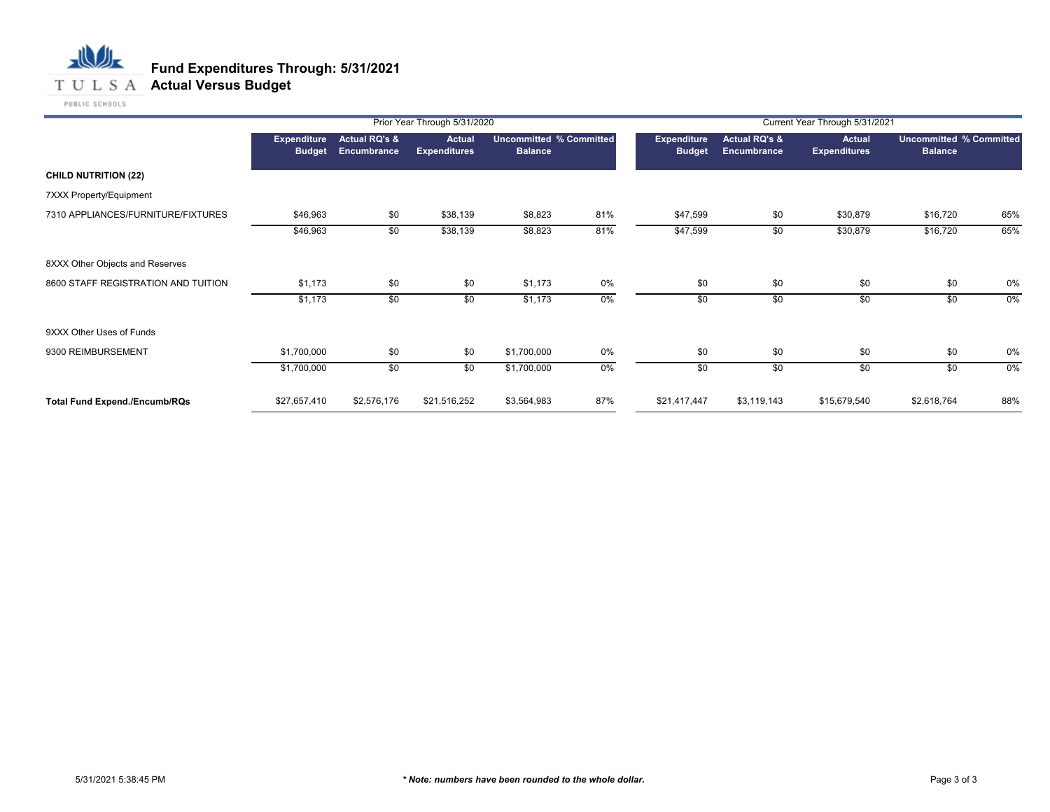# Fund Expenditures Through: 5/31/2021
## Actual Versus Budget

| | Prior Year Through 5/31/2020 | | | | | Current Year Through 5/31/2021 | | | | |
|---|---|---|---|---|---|---|---|---|---|---|
| | Expenditure Budget | Actual RQ's & Encumbrance | Actual Expenditures | Uncommitted Balance | % Committed | Expenditure Budget | Actual RQ's & Encumbrance | Actual Expenditures | Uncommitted Balance | % Committed |
| **CHILD NUTRITION (22)** | | | | | | | | | | |
| 7XXX Property/Equipment | | | | | | | | | | |
| 7310 APPLIANCES/FURNITURE/FIXTURES | $46,963 | $0 | $38,139 | $8,823 | 81% | $47,599 | $0 | $30,879 | $16,720 | 65% |
| | $46,963 | $0 | $38,139 | $8,823 | 81% | $47,599 | $0 | $30,879 | $16,720 | 65% |
| 8XXX Other Objects and Reserves | | | | | | | | | | |
| 8600 STAFF REGISTRATION AND TUITION | $1,173 | $0 | $0 | $1,173 | 0% | $0 | $0 | $0 | $0 | 0% |
| | $1,173 | $0 | $0 | $1,173 | 0% | $0 | $0 | $0 | $0 | 0% |
| 9XXX Other Uses of Funds | | | | | | | | | | |
| 9300 REIMBURSEMENT | $1,700,000 | $0 | $0 | $1,700,000 | 0% | $0 | $0 | $0 | $0 | 0% |
| | $1,700,000 | $0 | $0 | $1,700,000 | 0% | $0 | $0 | $0 | $0 | 0% |
| **Total Fund Expend./Encumb/RQs** | $27,657,410 | $2,576,176 | $21,516,252 | $3,564,983 | 87% | $21,417,447 | $3,119,143 | $15,679,540 | $2,618,764 | 88% |

5/31/2021 5:38:45 PM

***\* Note: numbers have been rounded to the whole dollar.***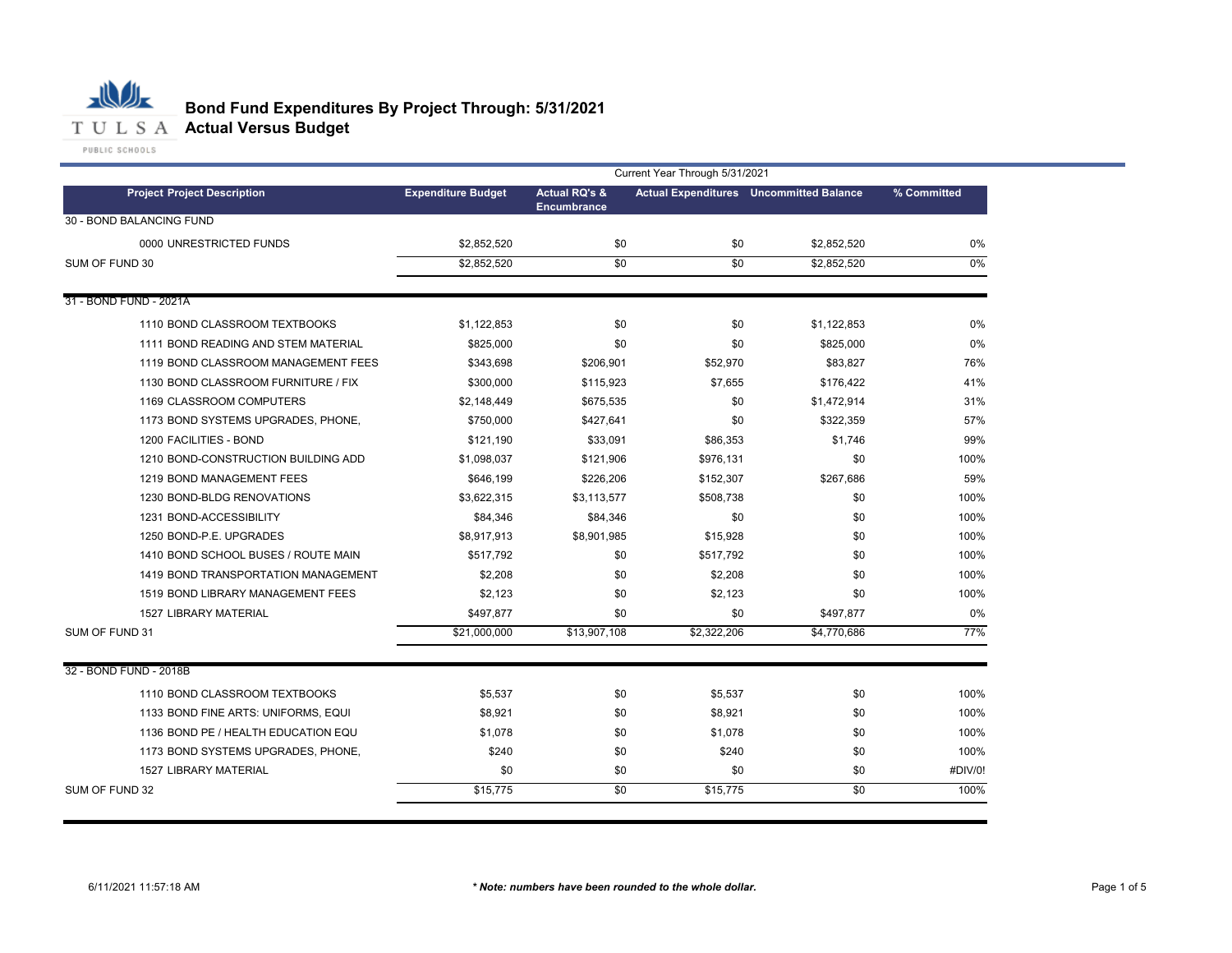# Bond Fund Expenditures By Project Through: 5/31/2021

## Actual Versus Budget

| Project Project Description | Expenditure Budget | Actual RQ's & Encumbrance | Actual Expenditures | Uncommitted Balance | % Committed |
|---|---|---|---|---|---|
| | | Current Year Through 5/31/2021 | | | |
| **30 - BOND BALANCING FUND** | | | | | |
| 0000 UNRESTRICTED FUNDS | $2,852,520 | $0 | $0 | $2,852,520 | 0% |
| SUM OF FUND 30 | $2,852,520 | $0 | $0 | $2,852,520 | 0% |
| **31 - BOND FUND - 2021A** | | | | | |
| 1110 BOND CLASSROOM TEXTBOOKS | $1,122,853 | $0 | $0 | $1,122,853 | 0% |
| 1111 BOND READING AND STEM MATERIAL | $825,000 | $0 | $0 | $825,000 | 0% |
| 1119 BOND CLASSROOM MANAGEMENT FEES | $343,698 | $206,901 | $52,970 | $83,827 | 76% |
| 1130 BOND CLASSROOM FURNITURE / FIX | $300,000 | $115,923 | $7,655 | $176,422 | 41% |
| 1169 CLASSROOM COMPUTERS | $2,148,449 | $675,535 | $0 | $1,472,914 | 31% |
| 1173 BOND SYSTEMS UPGRADES, PHONE, | $750,000 | $427,641 | $0 | $322,359 | 57% |
| 1200 FACILITIES - BOND | $121,190 | $33,091 | $86,353 | $1,746 | 99% |
| 1210 BOND-CONSTRUCTION BUILDING ADD | $1,098,037 | $121,906 | $976,131 | $0 | 100% |
| 1219 BOND MANAGEMENT FEES | $646,199 | $226,206 | $152,307 | $267,686 | 59% |
| 1230 BOND-BLDG RENOVATIONS | $3,622,315 | $3,113,577 | $508,738 | $0 | 100% |
| 1231 BOND-ACCESSIBILITY | $84,346 | $84,346 | $0 | $0 | 100% |
| 1250 BOND-P.E. UPGRADES | $8,917,913 | $8,901,985 | $15,928 | $0 | 100% |
| 1410 BOND SCHOOL BUSES / ROUTE MAIN | $517,792 | $0 | $517,792 | $0 | 100% |
| 1419 BOND TRANSPORTATION MANAGEMENT | $2,208 | $0 | $2,208 | $0 | 100% |
| 1519 BOND LIBRARY MANAGEMENT FEES | $2,123 | $0 | $2,123 | $0 | 100% |
| 1527 LIBRARY MATERIAL | $497,877 | $0 | $0 | $497,877 | 0% |
| SUM OF FUND 31 | $21,000,000 | $13,907,108 | $2,322,206 | $4,770,686 | 77% |
| **32 - BOND FUND - 2018B** | | | | | |
| 1110 BOND CLASSROOM TEXTBOOKS | $5,537 | $0 | $5,537 | $0 | 100% |
| 1133 BOND FINE ARTS: UNIFORMS, EQUI | $8,921 | $0 | $8,921 | $0 | 100% |
| 1136 BOND PE / HEALTH EDUCATION EQU | $1,078 | $0 | $1,078 | $0 | 100% |
| 1173 BOND SYSTEMS UPGRADES, PHONE, | $240 | $0 | $240 | $0 | 100% |
| 1527 LIBRARY MATERIAL | $0 | $0 | $0 | $0 | #DIV/0! |
| SUM OF FUND 32 | $15,775 | $0 | $15,775 | $0 | 100% |

6/11/2021 11:57:18 AM

***Note: numbers have been rounded to the whole dollar.***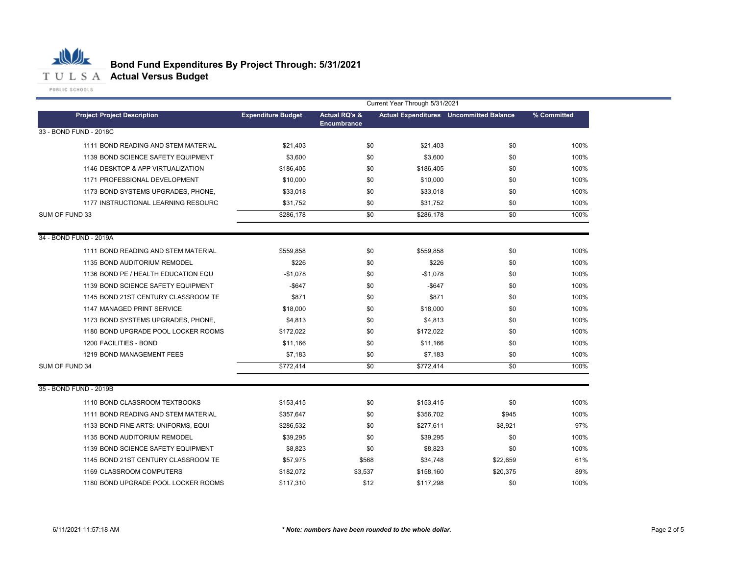# Bond Fund Expenditures By Project Through: 5/31/2021
## Actual Versus Budget

TULSA PUBLIC SCHOOLS

| | | Current Year Through 5/31/2021 | | | |
|---|---|---|---|---|---|
| **Project Project Description** | **Expenditure Budget** | **Actual RQ's & Encumbrance** | **Actual Expenditures** | **Uncommitted Balance** | **% Committed** |
| 33 - BOND FUND - 2018C | | | | | |
| 1111 BOND READING AND STEM MATERIAL | $21,403 | $0 | $21,403 | $0 | 100% |
| 1139 BOND SCIENCE SAFETY EQUIPMENT | $3,600 | $0 | $3,600 | $0 | 100% |
| 1146 DESKTOP & APP VIRTUALIZATION | $186,405 | $0 | $186,405 | $0 | 100% |
| 1171 PROFESSIONAL DEVELOPMENT | $10,000 | $0 | $10,000 | $0 | 100% |
| 1173 BOND SYSTEMS UPGRADES, PHONE, | $33,018 | $0 | $33,018 | $0 | 100% |
| 1177 INSTRUCTIONAL LEARNING RESOURC | $31,752 | $0 | $31,752 | $0 | 100% |
| SUM OF FUND 33 | $286,178 | $0 | $286,178 | $0 | 100% |
| 34 - BOND FUND - 2019A | | | | | |
| 1111 BOND READING AND STEM MATERIAL | $559,858 | $0 | $559,858 | $0 | 100% |
| 1135 BOND AUDITORIUM REMODEL | $226 | $0 | $226 | $0 | 100% |
| 1136 BOND PE / HEALTH EDUCATION EQU | -$1,078 | $0 | -$1,078 | $0 | 100% |
| 1139 BOND SCIENCE SAFETY EQUIPMENT | -$647 | $0 | -$647 | $0 | 100% |
| 1145 BOND 21ST CENTURY CLASSROOM TE | $871 | $0 | $871 | $0 | 100% |
| 1147 MANAGED PRINT SERVICE | $18,000 | $0 | $18,000 | $0 | 100% |
| 1173 BOND SYSTEMS UPGRADES, PHONE, | $4,813 | $0 | $4,813 | $0 | 100% |
| 1180 BOND UPGRADE POOL LOCKER ROOMS | $172,022 | $0 | $172,022 | $0 | 100% |
| 1200 FACILITIES - BOND | $11,166 | $0 | $11,166 | $0 | 100% |
| 1219 BOND MANAGEMENT FEES | $7,183 | $0 | $7,183 | $0 | 100% |
| SUM OF FUND 34 | $772,414 | $0 | $772,414 | $0 | 100% |
| 35 - BOND FUND - 2019B | | | | | |
| 1110 BOND CLASSROOM TEXTBOOKS | $153,415 | $0 | $153,415 | $0 | 100% |
| 1111 BOND READING AND STEM MATERIAL | $357,647 | $0 | $356,702 | $945 | 100% |
| 1133 BOND FINE ARTS: UNIFORMS, EQUI | $286,532 | $0 | $277,611 | $8,921 | 97% |
| 1135 BOND AUDITORIUM REMODEL | $39,295 | $0 | $39,295 | $0 | 100% |
| 1139 BOND SCIENCE SAFETY EQUIPMENT | $8,823 | $0 | $8,823 | $0 | 100% |
| 1145 BOND 21ST CENTURY CLASSROOM TE | $57,975 | $568 | $34,748 | $22,659 | 61% |
| 1169 CLASSROOM COMPUTERS | $182,072 | $3,537 | $158,160 | $20,375 | 89% |
| 1180 BOND UPGRADE POOL LOCKER ROOMS | $117,310 | $12 | $117,298 | $0 | 100% |

6/11/2021 11:57:18 AM

*** Note: numbers have been rounded to the whole dollar.***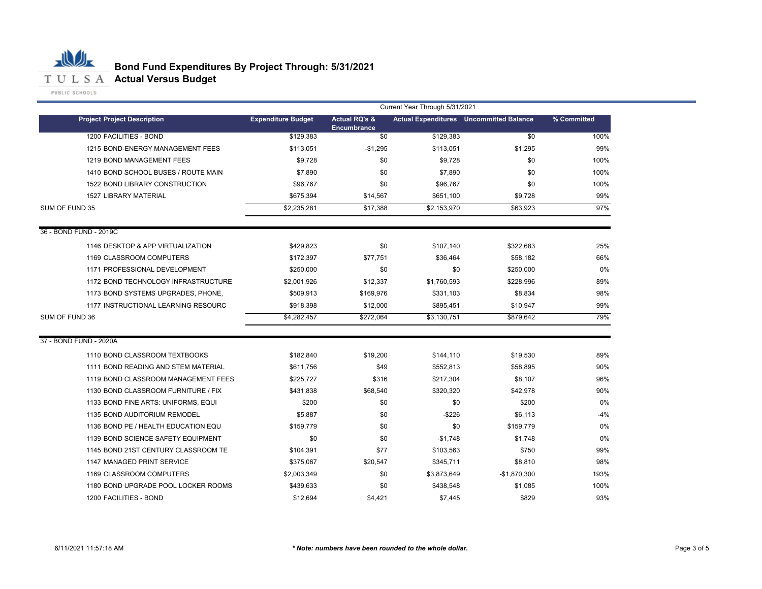# Bond Fund Expenditures By Project Through: 5/31/2021
## Actual Versus Budget

| Project Project Description | Expenditure Budget | Actual RQ's & Encumbrance | Actual Expenditures | Uncommitted Balance | % Committed |
|---|---|---|---|---|---|
| | Current Year Through 5/31/2021 | | | | |
| 1200 FACILITIES - BOND | $129,383 | $0 | $129,383 | $0 | 100% |
| 1215 BOND-ENERGY MANAGEMENT FEES | $113,051 | -$1,295 | $113,051 | $1,295 | 99% |
| 1219 BOND MANAGEMENT FEES | $9,728 | $0 | $9,728 | $0 | 100% |
| 1410 BOND SCHOOL BUSES / ROUTE MAIN | $7,890 | $0 | $7,890 | $0 | 100% |
| 1522 BOND LIBRARY CONSTRUCTION | $96,767 | $0 | $96,767 | $0 | 100% |
| 1527 LIBRARY MATERIAL | $675,394 | $14,567 | $651,100 | $9,728 | 99% |
| SUM OF FUND 35 | $2,235,281 | $17,388 | $2,153,970 | $63,923 | 97% |
| **36 - BOND FUND - 2019C** | | | | | |
| 1146 DESKTOP & APP VIRTUALIZATION | $429,823 | $0 | $107,140 | $322,683 | 25% |
| 1169 CLASSROOM COMPUTERS | $172,397 | $77,751 | $36,464 | $58,182 | 66% |
| 1171 PROFESSIONAL DEVELOPMENT | $250,000 | $0 | $0 | $250,000 | 0% |
| 1172 BOND TECHNOLOGY INFRASTRUCTURE | $2,001,926 | $12,337 | $1,760,593 | $228,996 | 89% |
| 1173 BOND SYSTEMS UPGRADES, PHONE, | $509,913 | $169,976 | $331,103 | $8,834 | 98% |
| 1177 INSTRUCTIONAL LEARNING RESOURC | $918,398 | $12,000 | $895,451 | $10,947 | 99% |
| SUM OF FUND 36 | $4,282,457 | $272,064 | $3,130,751 | $879,642 | 79% |
| **37 - BOND FUND - 2020A** | | | | | |
| 1110 BOND CLASSROOM TEXTBOOKS | $182,840 | $19,200 | $144,110 | $19,530 | 89% |
| 1111 BOND READING AND STEM MATERIAL | $611,756 | $49 | $552,813 | $58,895 | 90% |
| 1119 BOND CLASSROOM MANAGEMENT FEES | $225,727 | $316 | $217,304 | $8,107 | 96% |
| 1130 BOND CLASSROOM FURNITURE / FIX | $431,838 | $68,540 | $320,320 | $42,978 | 90% |
| 1133 BOND FINE ARTS: UNIFORMS, EQUI | $200 | $0 | $0 | $200 | 0% |
| 1135 BOND AUDITORIUM REMODEL | $5,887 | $0 | -$226 | $6,113 | -4% |
| 1136 BOND PE / HEALTH EDUCATION EQU | $159,779 | $0 | $0 | $159,779 | 0% |
| 1139 BOND SCIENCE SAFETY EQUIPMENT | $0 | $0 | -$1,748 | $1,748 | 0% |
| 1145 BOND 21ST CENTURY CLASSROOM TE | $104,391 | $77 | $103,563 | $750 | 99% |
| 1147 MANAGED PRINT SERVICE | $375,067 | $20,547 | $345,711 | $8,810 | 98% |
| 1169 CLASSROOM COMPUTERS | $2,003,349 | $0 | $3,873,649 | -$1,870,300 | 193% |
| 1180 BOND UPGRADE POOL LOCKER ROOMS | $439,633 | $0 | $438,548 | $1,085 | 100% |
| 1200 FACILITIES - BOND | $12,694 | $4,421 | $7,445 | $829 | 93% |

6/11/2021 11:57:18 AM

*** Note: numbers have been rounded to the whole dollar.***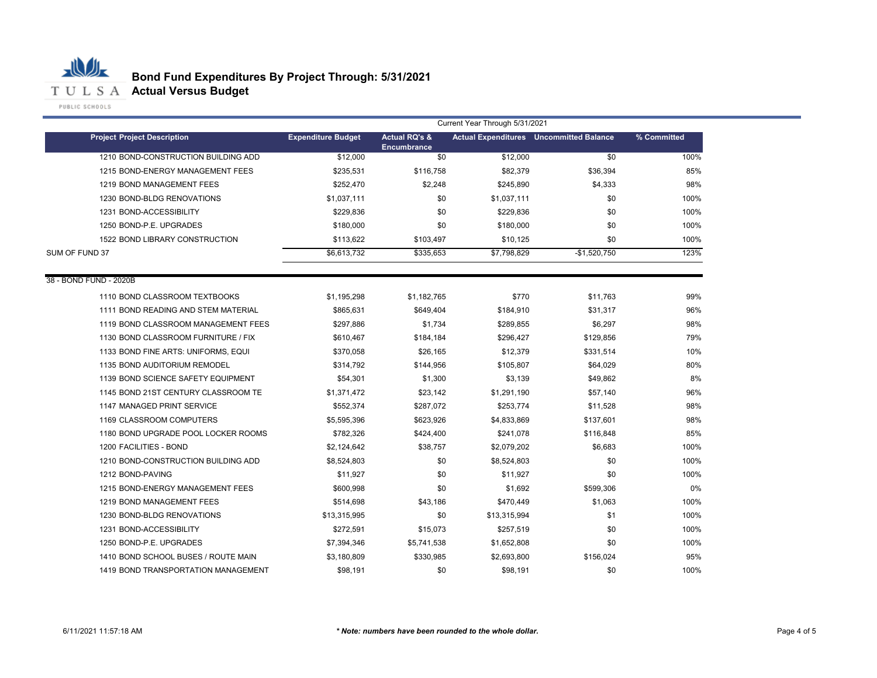# Bond Fund Expenditures By Project Through: 5/31/2021

## Actual Versus Budget

| | | Current Year Through 5/31/2021 | | | |
|---|---|---|---|---|---|
| **Project Project Description** | **Expenditure Budget** | **Actual RQ's & Encumbrance** | **Actual Expenditures** | **Uncommitted Balance** | **% Committed** |
| 1210 BOND-CONSTRUCTION BUILDING ADD | $12,000 | $0 | $12,000 | $0 | 100% |
| 1215 BOND-ENERGY MANAGEMENT FEES | $235,531 | $116,758 | $82,379 | $36,394 | 85% |
| 1219 BOND MANAGEMENT FEES | $252,470 | $2,248 | $245,890 | $4,333 | 98% |
| 1230 BOND-BLDG RENOVATIONS | $1,037,111 | $0 | $1,037,111 | $0 | 100% |
| 1231 BOND-ACCESSIBILITY | $229,836 | $0 | $229,836 | $0 | 100% |
| 1250 BOND-P.E. UPGRADES | $180,000 | $0 | $180,000 | $0 | 100% |
| 1522 BOND LIBRARY CONSTRUCTION | $113,622 | $103,497 | $10,125 | $0 | 100% |
| SUM OF FUND 37 | $6,613,732 | $335,653 | $7,798,829 | -$1,520,750 | 123% |
| 38 - BOND FUND - 2020B | | | | | |
| 1110 BOND CLASSROOM TEXTBOOKS | $1,195,298 | $1,182,765 | $770 | $11,763 | 99% |
| 1111 BOND READING AND STEM MATERIAL | $865,631 | $649,404 | $184,910 | $31,317 | 96% |
| 1119 BOND CLASSROOM MANAGEMENT FEES | $297,886 | $1,734 | $289,855 | $6,297 | 98% |
| 1130 BOND CLASSROOM FURNITURE / FIX | $610,467 | $184,184 | $296,427 | $129,856 | 79% |
| 1133 BOND FINE ARTS: UNIFORMS, EQUI | $370,058 | $26,165 | $12,379 | $331,514 | 10% |
| 1135 BOND AUDITORIUM REMODEL | $314,792 | $144,956 | $105,807 | $64,029 | 80% |
| 1139 BOND SCIENCE SAFETY EQUIPMENT | $54,301 | $1,300 | $3,139 | $49,862 | 8% |
| 1145 BOND 21ST CENTURY CLASSROOM TE | $1,371,472 | $23,142 | $1,291,190 | $57,140 | 96% |
| 1147 MANAGED PRINT SERVICE | $552,374 | $287,072 | $253,774 | $11,528 | 98% |
| 1169 CLASSROOM COMPUTERS | $5,595,396 | $623,926 | $4,833,869 | $137,601 | 98% |
| 1180 BOND UPGRADE POOL LOCKER ROOMS | $782,326 | $424,400 | $241,078 | $116,848 | 85% |
| 1200 FACILITIES - BOND | $2,124,642 | $38,757 | $2,079,202 | $6,683 | 100% |
| 1210 BOND-CONSTRUCTION BUILDING ADD | $8,524,803 | $0 | $8,524,803 | $0 | 100% |
| 1212 BOND-PAVING | $11,927 | $0 | $11,927 | $0 | 100% |
| 1215 BOND-ENERGY MANAGEMENT FEES | $600,998 | $0 | $1,692 | $599,306 | 0% |
| 1219 BOND MANAGEMENT FEES | $514,698 | $43,186 | $470,449 | $1,063 | 100% |
| 1230 BOND-BLDG RENOVATIONS | $13,315,995 | $0 | $13,315,994 | $1 | 100% |
| 1231 BOND-ACCESSIBILITY | $272,591 | $15,073 | $257,519 | $0 | 100% |
| 1250 BOND-P.E. UPGRADES | $7,394,346 | $5,741,538 | $1,652,808 | $0 | 100% |
| 1410 BOND SCHOOL BUSES / ROUTE MAIN | $3,180,809 | $330,985 | $2,693,800 | $156,024 | 95% |
| 1419 BOND TRANSPORTATION MANAGEMENT | $98,191 | $0 | $98,191 | $0 | 100% |

6/11/2021 11:57:18 AM

*** Note: numbers have been rounded to the whole dollar.***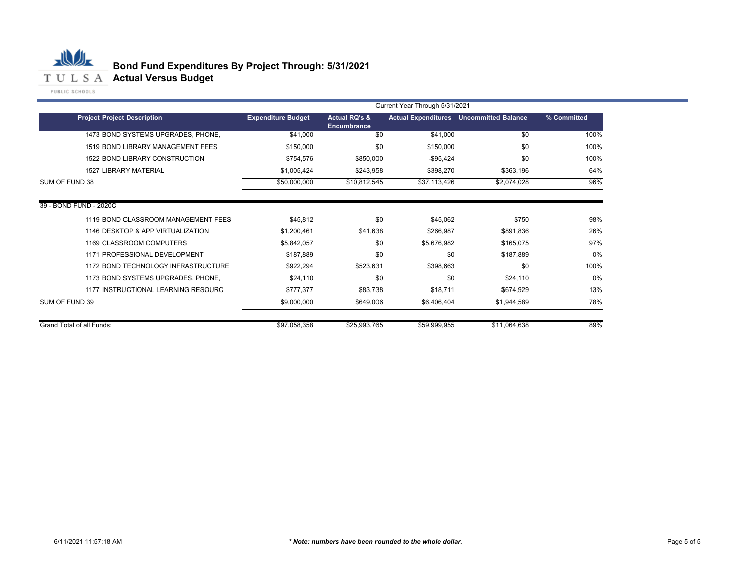# Bond Fund Expenditures By Project Through: 5/31/2021
## Actual Versus Budget

| Project Project Description | Expenditure Budget | Actual RQ's & Encumbrance | Actual Expenditures | Uncommitted Balance | % Committed |
|---|---|---|---|---|---|
| | | Current Year Through 5/31/2021 | | | |
| 1473 BOND SYSTEMS UPGRADES, PHONE, | $41,000 | $0 | $41,000 | $0 | 100% |
| 1519 BOND LIBRARY MANAGEMENT FEES | $150,000 | $0 | $150,000 | $0 | 100% |
| 1522 BOND LIBRARY CONSTRUCTION | $754,576 | $850,000 | -$95,424 | $0 | 100% |
| 1527 LIBRARY MATERIAL | $1,005,424 | $243,958 | $398,270 | $363,196 | 64% |
| SUM OF FUND 38 | $50,000,000 | $10,812,545 | $37,113,426 | $2,074,028 | 96% |
| 39 - BOND FUND - 2020C | | | | | |
| 1119 BOND CLASSROOM MANAGEMENT FEES | $45,812 | $0 | $45,062 | $750 | 98% |
| 1146 DESKTOP & APP VIRTUALIZATION | $1,200,461 | $41,638 | $266,987 | $891,836 | 26% |
| 1169 CLASSROOM COMPUTERS | $5,842,057 | $0 | $5,676,982 | $165,075 | 97% |
| 1171 PROFESSIONAL DEVELOPMENT | $187,889 | $0 | $0 | $187,889 | 0% |
| 1172 BOND TECHNOLOGY INFRASTRUCTURE | $922,294 | $523,631 | $398,663 | $0 | 100% |
| 1173 BOND SYSTEMS UPGRADES, PHONE, | $24,110 | $0 | $0 | $24,110 | 0% |
| 1177 INSTRUCTIONAL LEARNING RESOURC | $777,377 | $83,738 | $18,711 | $674,929 | 13% |
| SUM OF FUND 39 | $9,000,000 | $649,006 | $6,406,404 | $1,944,589 | 78% |
| Grand Total of all Funds: | $97,058,358 | $25,993,765 | $59,999,955 | $11,064,638 | 89% |

6/11/2021 11:57:18 AM

*** Note: numbers have been rounded to the whole dollar.***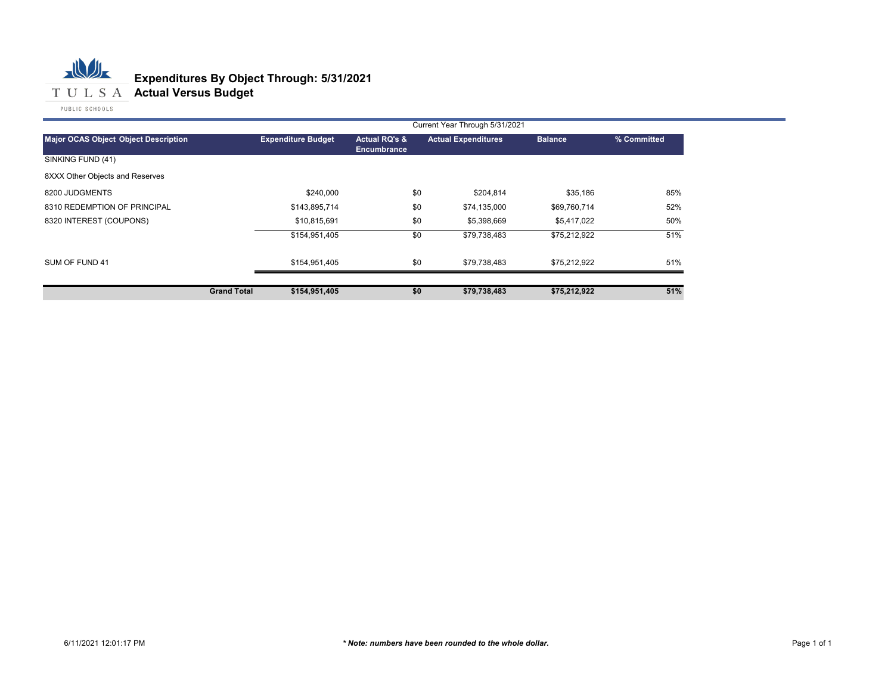# Expenditures By Object Through: 5/31/2021
## Actual Versus Budget

TULSA PUBLIC SCHOOLS

| | Current Year Through 5/31/2021 | | | | |
|---|---|---|---|---|---|
| **Major OCAS Object Object Description** | **Expenditure Budget** | **Actual RQ's & Encumbrance** | **Actual Expenditures** | **Balance** | **% Committed** |
| SINKING FUND (41) | | | | | |
| 8XXX Other Objects and Reserves | | | | | |
| 8200 JUDGMENTS | $240,000 | $0 | $204,814 | $35,186 | 85% |
| 8310 REDEMPTION OF PRINCIPAL | $143,895,714 | $0 | $74,135,000 | $69,760,714 | 52% |
| 8320 INTEREST (COUPONS) | $10,815,691 | $0 | $5,398,669 | $5,417,022 | 50% |
| | $154,951,405 | $0 | $79,738,483 | $75,212,922 | 51% |
| SUM OF FUND 41 | $154,951,405 | $0 | $79,738,483 | $75,212,922 | 51% |
| **Grand Total** | **$154,951,405** | **$0** | **$79,738,483** | **$75,212,922** | **51%** |

6/11/2021 12:01:17 PM

***\* Note: numbers have been rounded to the whole dollar.***